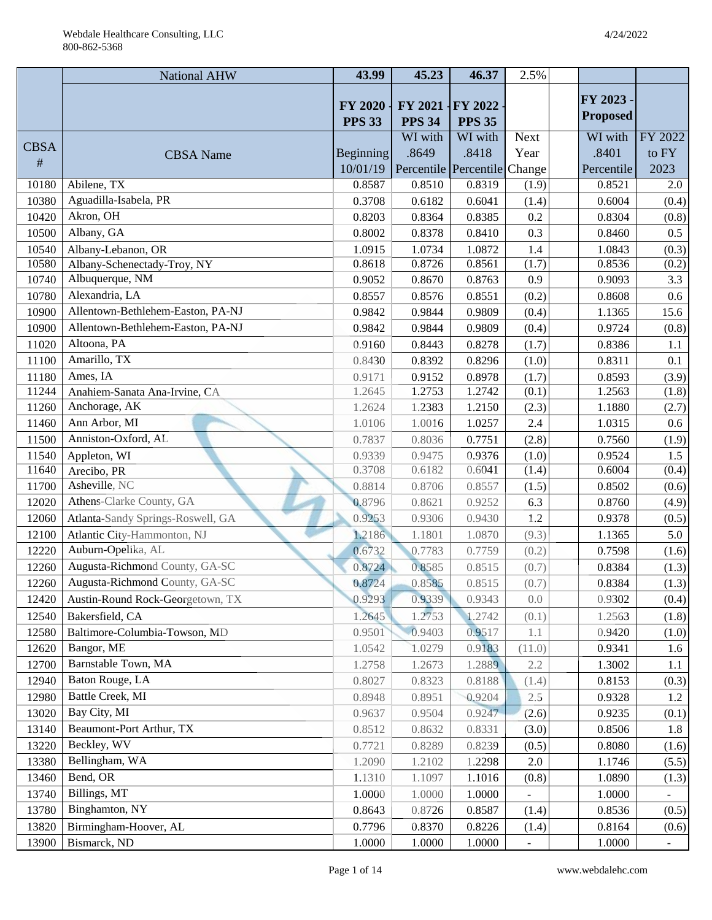| CBSA # | CBSA Name | FY 2020 - PPS 33 | FY 2021 - PPS 34 | FY 2022 - PPS 35 | | | FY 2023 - Proposed | |
|---|---|---|---|---|---|---|---|---|
| | National AHW | 43.99 | 45.23 | 46.37 | 2.5% | | | |
| | | Beginning 10/01/19 | WI with .8649 Percentile | WI with .8418 Percentile | Next Year Change | | WI with .8401 Percentile | FY 2022 to FY 2023 |
| 10180 | Abilene, TX | 0.8587 | 0.8510 | 0.8319 | (1.9) | | 0.8521 | 2.0 |
| 10380 | Aguadilla-Isabela, PR | 0.3708 | 0.6182 | 0.6041 | (1.4) | | 0.6004 | (0.4) |
| 10420 | Akron, OH | 0.8203 | 0.8364 | 0.8385 | 0.2 | | 0.8304 | (0.8) |
| 10500 | Albany, GA | 0.8002 | 0.8378 | 0.8410 | 0.3 | | 0.8460 | 0.5 |
| 10540 | Albany-Lebanon, OR | 1.0915 | 1.0734 | 1.0872 | 1.4 | | 1.0843 | (0.3) |
| 10580 | Albany-Schenectady-Troy, NY | 0.8618 | 0.8726 | 0.8561 | (1.7) | | 0.8536 | (0.2) |
| 10740 | Albuquerque, NM | 0.9052 | 0.8670 | 0.8763 | 0.9 | | 0.9093 | 3.3 |
| 10780 | Alexandria, LA | 0.8557 | 0.8576 | 0.8551 | (0.2) | | 0.8608 | 0.6 |
| 10900 | Allentown-Bethlehem-Easton, PA-NJ | 0.9842 | 0.9844 | 0.9809 | (0.4) | | 1.1365 | 15.6 |
| 10900 | Allentown-Bethlehem-Easton, PA-NJ | 0.9842 | 0.9844 | 0.9809 | (0.4) | | 0.9724 | (0.8) |
| 11020 | Altoona, PA | 0.9160 | 0.8443 | 0.8278 | (1.7) | | 0.8386 | 1.1 |
| 11100 | Amarillo, TX | 0.8430 | 0.8392 | 0.8296 | (1.0) | | 0.8311 | 0.1 |
| 11180 | Ames, IA | 0.9171 | 0.9152 | 0.8978 | (1.7) | | 0.8593 | (3.9) |
| 11244 | Anaheim-Sanata Ana-Irvine, CA | 1.2645 | 1.2753 | 1.2742 | (0.1) | | 1.2563 | (1.8) |
| 11260 | Anchorage, AK | 1.2624 | 1.2383 | 1.2150 | (2.3) | | 1.1880 | (2.7) |
| 11460 | Ann Arbor, MI | 1.0106 | 1.0016 | 1.0257 | 2.4 | | 1.0315 | 0.6 |
| 11500 | Anniston-Oxford, AL | 0.7837 | 0.8036 | 0.7751 | (2.8) | | 0.7560 | (1.9) |
| 11540 | Appleton, WI | 0.9339 | 0.9475 | 0.9376 | (1.0) | | 0.9524 | 1.5 |
| 11640 | Arecibo, PR | 0.3708 | 0.6182 | 0.6041 | (1.4) | | 0.6004 | (0.4) |
| 11700 | Asheville, NC | 0.8814 | 0.8706 | 0.8557 | (1.5) | | 0.8502 | (0.6) |
| 12020 | Athens-Clarke County, GA | 0.8796 | 0.8621 | 0.9252 | 6.3 | | 0.8760 | (4.9) |
| 12060 | Atlanta-Sandy Springs-Roswell, GA | 0.9253 | 0.9306 | 0.9430 | 1.2 | | 0.9378 | (0.5) |
| 12100 | Atlantic City-Hammonton, NJ | 1.2186 | 1.1801 | 1.0870 | (9.3) | | 1.1365 | 5.0 |
| 12220 | Auburn-Opelika, AL | 0.6732 | 0.7783 | 0.7759 | (0.2) | | 0.7598 | (1.6) |
| 12260 | Augusta-Richmond County, GA-SC | 0.8724 | 0.8585 | 0.8515 | (0.7) | | 0.8384 | (1.3) |
| 12260 | Augusta-Richmond County, GA-SC | 0.8724 | 0.8585 | 0.8515 | (0.7) | | 0.8384 | (1.3) |
| 12420 | Austin-Round Rock-Georgetown, TX | 0.9293 | 0.9339 | 0.9343 | 0.0 | | 0.9302 | (0.4) |
| 12540 | Bakersfield, CA | 1.2645 | 1.2753 | 1.2742 | (0.1) | | 1.2563 | (1.8) |
| 12580 | Baltimore-Columbia-Towson, MD | 0.9501 | 0.9403 | 0.9517 | 1.1 | | 0.9420 | (1.0) |
| 12620 | Bangor, ME | 1.0542 | 1.0279 | 0.9183 | (11.0) | | 0.9341 | 1.6 |
| 12700 | Barnstable Town, MA | 1.2758 | 1.2673 | 1.2889 | 2.2 | | 1.3002 | 1.1 |
| 12940 | Baton Rouge, LA | 0.8027 | 0.8323 | 0.8188 | (1.4) | | 0.8153 | (0.3) |
| 12980 | Battle Creek, MI | 0.8948 | 0.8951 | 0.9204 | 2.5 | | 0.9328 | 1.2 |
| 13020 | Bay City, MI | 0.9637 | 0.9504 | 0.9247 | (2.6) | | 0.9235 | (0.1) |
| 13140 | Beaumont-Port Arthur, TX | 0.8512 | 0.8632 | 0.8331 | (3.0) | | 0.8506 | 1.8 |
| 13220 | Beckley, WV | 0.7721 | 0.8289 | 0.8239 | (0.5) | | 0.8080 | (1.6) |
| 13380 | Bellingham, WA | 1.2090 | 1.2102 | 1.2298 | 2.0 | | 1.1746 | (5.5) |
| 13460 | Bend, OR | 1.1310 | 1.1097 | 1.1016 | (0.8) | | 1.0890 | (1.3) |
| 13740 | Billings, MT | 1.0000 | 1.0000 | 1.0000 | - | | 1.0000 | - |
| 13780 | Binghamton, NY | 0.8643 | 0.8726 | 0.8587 | (1.4) | | 0.8536 | (0.5) |
| 13820 | Birmingham-Hoover, AL | 0.7796 | 0.8370 | 0.8226 | (1.4) | | 0.8164 | (0.6) |
| 13900 | Bismarck, ND | 1.0000 | 1.0000 | 1.0000 | - | | 1.0000 | - |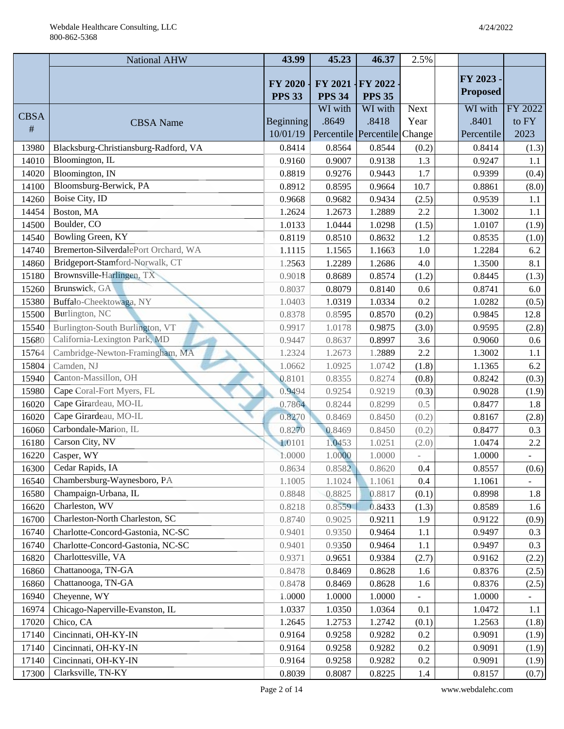| | National AHW | 43.99 | 45.23 | 46.37 | 2.5% | | | |
|---|---|---|---|---|---|---|---|---|
| | | **FY 2020 - PPS 33** | **FY 2021 - PPS 34** | **FY 2022 - PPS 35** | | | **FY 2023 - Proposed** | |
| CBSA # | CBSA Name | Beginning 10/01/19 | WI with .8649 Percentile | WI with .8418 Percentile | Next Year Change | | WI with .8401 Percentile | FY 2022 to FY 2023 |
| 13980 | Blacksburg-Christiansburg-Radford, VA | 0.8414 | 0.8564 | 0.8544 | (0.2) | | 0.8414 | (1.3) |
| 14010 | Bloomington, IL | 0.9160 | 0.9007 | 0.9138 | 1.3 | | 0.9247 | 1.1 |
| 14020 | Bloomington, IN | 0.8819 | 0.9276 | 0.9443 | 1.7 | | 0.9399 | (0.4) |
| 14100 | Bloomsburg-Berwick, PA | 0.8912 | 0.8595 | 0.9664 | 10.7 | | 0.8861 | (8.0) |
| 14260 | Boise City, ID | 0.9668 | 0.9682 | 0.9434 | (2.5) | | 0.9539 | 1.1 |
| 14454 | Boston, MA | 1.2624 | 1.2673 | 1.2889 | 2.2 | | 1.3002 | 1.1 |
| 14500 | Boulder, CO | 1.0133 | 1.0444 | 1.0298 | (1.5) | | 1.0107 | (1.9) |
| 14540 | Bowling Green, KY | 0.8119 | 0.8510 | 0.8632 | 1.2 | | 0.8535 | (1.0) |
| 14740 | Bremerton-SilverdalePort Orchard, WA | 1.1115 | 1.1565 | 1.1663 | 1.0 | | 1.2284 | 6.2 |
| 14860 | Bridgeport-Stamford-Norwalk, CT | 1.2563 | 1.2289 | 1.2686 | 4.0 | | 1.3500 | 8.1 |
| 15180 | Brownsville-Harlingen, TX | 0.9018 | 0.8689 | 0.8574 | (1.2) | | 0.8445 | (1.3) |
| 15260 | Brunswick, GA | 0.8037 | 0.8079 | 0.8140 | 0.6 | | 0.8741 | 6.0 |
| 15380 | Buffalo-Cheektowaga, NY | 1.0403 | 1.0319 | 1.0334 | 0.2 | | 1.0282 | (0.5) |
| 15500 | Burlington, NC | 0.8378 | 0.8595 | 0.8570 | (0.2) | | 0.9845 | 12.8 |
| 15540 | Burlington-South Burlington, VT | 0.9917 | 1.0178 | 0.9875 | (3.0) | | 0.9595 | (2.8) |
| 15680 | California-Lexington Park, MD | 0.9447 | 0.8637 | 0.8997 | 3.6 | | 0.9060 | 0.6 |
| 15764 | Cambridge-Newton-Framingham, MA | 1.2324 | 1.2673 | 1.2889 | 2.2 | | 1.3002 | 1.1 |
| 15804 | Camden, NJ | 1.0662 | 1.0925 | 1.0742 | (1.8) | | 1.1365 | 6.2 |
| 15940 | Canton-Massillon, OH | 0.8101 | 0.8355 | 0.8274 | (0.8) | | 0.8242 | (0.3) |
| 15980 | Cape Coral-Fort Myers, FL | 0.9494 | 0.9254 | 0.9219 | (0.3) | | 0.9028 | (1.9) |
| 16020 | Cape Girardeau, MO-IL | 0.7864 | 0.8244 | 0.8299 | 0.5 | | 0.8477 | 1.8 |
| 16020 | Cape Girardeau, MO-IL | 0.8270 | 0.8469 | 0.8450 | (0.2) | | 0.8167 | (2.8) |
| 16060 | Carbondale-Marion, IL | 0.8270 | 0.8469 | 0.8450 | (0.2) | | 0.8477 | 0.3 |
| 16180 | Carson City, NV | 1.0101 | 1.0453 | 1.0251 | (2.0) | | 1.0474 | 2.2 |
| 16220 | Casper, WY | 1.0000 | 1.0000 | 1.0000 | - | | 1.0000 | - |
| 16300 | Cedar Rapids, IA | 0.8634 | 0.8582 | 0.8620 | 0.4 | | 0.8557 | (0.6) |
| 16540 | Chambersburg-Waynesboro, PA | 1.1005 | 1.1024 | 1.1061 | 0.4 | | 1.1061 | - |
| 16580 | Champaign-Urbana, IL | 0.8848 | 0.8825 | 0.8817 | (0.1) | | 0.8998 | 1.8 |
| 16620 | Charleston, WV | 0.8218 | 0.8559 | 0.8433 | (1.3) | | 0.8589 | 1.6 |
| 16700 | Charleston-North Charleston, SC | 0.8740 | 0.9025 | 0.9211 | 1.9 | | 0.9122 | (0.9) |
| 16740 | Charlotte-Concord-Gastonia, NC-SC | 0.9401 | 0.9350 | 0.9464 | 1.1 | | 0.9497 | 0.3 |
| 16740 | Charlotte-Concord-Gastonia, NC-SC | 0.9401 | 0.9350 | 0.9464 | 1.1 | | 0.9497 | 0.3 |
| 16820 | Charlottesville, VA | 0.9371 | 0.9651 | 0.9384 | (2.7) | | 0.9162 | (2.2) |
| 16860 | Chattanooga, TN-GA | 0.8478 | 0.8469 | 0.8628 | 1.6 | | 0.8376 | (2.5) |
| 16860 | Chattanooga, TN-GA | 0.8478 | 0.8469 | 0.8628 | 1.6 | | 0.8376 | (2.5) |
| 16940 | Cheyenne, WY | 1.0000 | 1.0000 | 1.0000 | - | | 1.0000 | - |
| 16974 | Chicago-Naperville-Evanston, IL | 1.0337 | 1.0350 | 1.0364 | 0.1 | | 1.0472 | 1.1 |
| 17020 | Chico, CA | 1.2645 | 1.2753 | 1.2742 | (0.1) | | 1.2563 | (1.8) |
| 17140 | Cincinnati, OH-KY-IN | 0.9164 | 0.9258 | 0.9282 | 0.2 | | 0.9091 | (1.9) |
| 17140 | Cincinnati, OH-KY-IN | 0.9164 | 0.9258 | 0.9282 | 0.2 | | 0.9091 | (1.9) |
| 17140 | Cincinnati, OH-KY-IN | 0.9164 | 0.9258 | 0.9282 | 0.2 | | 0.9091 | (1.9) |
| 17300 | Clarksville, TN-KY | 0.8039 | 0.8087 | 0.8225 | 1.4 | | 0.8157 | (0.7) |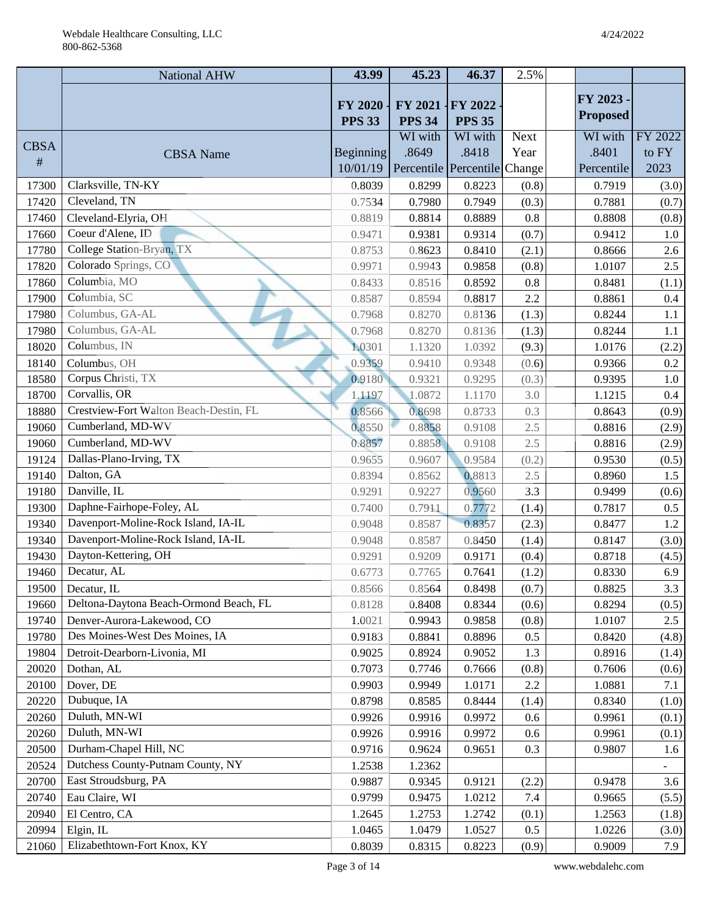| | National AHW | 43.99 | 45.23 | 46.37 | 2.5% | | | |
|---|---|---|---|---|---|---|---|---|
| | | **FY 2020 - PPS 33** | **FY 2021 - PPS 34** | **FY 2022 - PPS 35** | | | **FY 2023 - Proposed** | |
| CBSA # | CBSA Name | Beginning 10/01/19 | WI with .8649 Percentile | WI with .8418 Percentile | Next Year Change | | WI with .8401 Percentile | FY 2022 to FY 2023 |
| 17300 | Clarksville, TN-KY | 0.8039 | 0.8299 | 0.8223 | (0.8) | | 0.7919 | (3.0) |
| 17420 | Cleveland, TN | 0.7534 | 0.7980 | 0.7949 | (0.3) | | 0.7881 | (0.7) |
| 17460 | Cleveland-Elyria, OH | 0.8819 | 0.8814 | 0.8889 | 0.8 | | 0.8808 | (0.8) |
| 17660 | Coeur d'Alene, ID | 0.9471 | 0.9381 | 0.9314 | (0.7) | | 0.9412 | 1.0 |
| 17780 | College Station-Bryan, TX | 0.8753 | 0.8623 | 0.8410 | (2.1) | | 0.8666 | 2.6 |
| 17820 | Colorado Springs, CO | 0.9971 | 0.9943 | 0.9858 | (0.8) | | 1.0107 | 2.5 |
| 17860 | Columbia, MO | 0.8433 | 0.8516 | 0.8592 | 0.8 | | 0.8481 | (1.1) |
| 17900 | Columbia, SC | 0.8587 | 0.8594 | 0.8817 | 2.2 | | 0.8861 | 0.4 |
| 17980 | Columbus, GA-AL | 0.7968 | 0.8270 | 0.8136 | (1.3) | | 0.8244 | 1.1 |
| 17980 | Columbus, GA-AL | 0.7968 | 0.8270 | 0.8136 | (1.3) | | 0.8244 | 1.1 |
| 18020 | Columbus, IN | 1.0301 | 1.1320 | 1.0392 | (9.3) | | 1.0176 | (2.2) |
| 18140 | Columbus, OH | 0.9359 | 0.9410 | 0.9348 | (0.6) | | 0.9366 | 0.2 |
| 18580 | Corpus Christi, TX | 0.9180 | 0.9321 | 0.9295 | (0.3) | | 0.9395 | 1.0 |
| 18700 | Corvallis, OR | 1.1197 | 1.0872 | 1.1170 | 3.0 | | 1.1215 | 0.4 |
| 18880 | Crestview-Fort Walton Beach-Destin, FL | 0.8566 | 0.8698 | 0.8733 | 0.3 | | 0.8643 | (0.9) |
| 19060 | Cumberland, MD-WV | 0.8550 | 0.8858 | 0.9108 | 2.5 | | 0.8816 | (2.9) |
| 19060 | Cumberland, MD-WV | 0.8857 | 0.8858 | 0.9108 | 2.5 | | 0.8816 | (2.9) |
| 19124 | Dallas-Plano-Irving, TX | 0.9655 | 0.9607 | 0.9584 | (0.2) | | 0.9530 | (0.5) |
| 19140 | Dalton, GA | 0.8394 | 0.8562 | 0.8813 | 2.5 | | 0.8960 | 1.5 |
| 19180 | Danville, IL | 0.9291 | 0.9227 | 0.9560 | 3.3 | | 0.9499 | (0.6) |
| 19300 | Daphne-Fairhope-Foley, AL | 0.7400 | 0.7911 | 0.7772 | (1.4) | | 0.7817 | 0.5 |
| 19340 | Davenport-Moline-Rock Island, IA-IL | 0.9048 | 0.8587 | 0.8357 | (2.3) | | 0.8477 | 1.2 |
| 19340 | Davenport-Moline-Rock Island, IA-IL | 0.9048 | 0.8587 | 0.8450 | (1.4) | | 0.8147 | (3.0) |
| 19430 | Dayton-Kettering, OH | 0.9291 | 0.9209 | 0.9171 | (0.4) | | 0.8718 | (4.5) |
| 19460 | Decatur, AL | 0.6773 | 0.7765 | 0.7641 | (1.2) | | 0.8330 | 6.9 |
| 19500 | Decatur, IL | 0.8566 | 0.8564 | 0.8498 | (0.7) | | 0.8825 | 3.3 |
| 19660 | Deltona-Daytona Beach-Ormond Beach, FL | 0.8128 | 0.8408 | 0.8344 | (0.6) | | 0.8294 | (0.5) |
| 19740 | Denver-Aurora-Lakewood, CO | 1.0021 | 0.9943 | 0.9858 | (0.8) | | 1.0107 | 2.5 |
| 19780 | Des Moines-West Des Moines, IA | 0.9183 | 0.8841 | 0.8896 | 0.5 | | 0.8420 | (4.8) |
| 19804 | Detroit-Dearborn-Livonia, MI | 0.9025 | 0.8924 | 0.9052 | 1.3 | | 0.8916 | (1.4) |
| 20020 | Dothan, AL | 0.7073 | 0.7746 | 0.7666 | (0.8) | | 0.7606 | (0.6) |
| 20100 | Dover, DE | 0.9903 | 0.9949 | 1.0171 | 2.2 | | 1.0881 | 7.1 |
| 20220 | Dubuque, IA | 0.8798 | 0.8585 | 0.8444 | (1.4) | | 0.8340 | (1.0) |
| 20260 | Duluth, MN-WI | 0.9926 | 0.9916 | 0.9972 | 0.6 | | 0.9961 | (0.1) |
| 20260 | Duluth, MN-WI | 0.9926 | 0.9916 | 0.9972 | 0.6 | | 0.9961 | (0.1) |
| 20500 | Durham-Chapel Hill, NC | 0.9716 | 0.9624 | 0.9651 | 0.3 | | 0.9807 | 1.6 |
| 20524 | Dutchess County-Putnam County, NY | 1.2538 | 1.2362 | | | | | - |
| 20700 | East Stroudsburg, PA | 0.9887 | 0.9345 | 0.9121 | (2.2) | | 0.9478 | 3.6 |
| 20740 | Eau Claire, WI | 0.9799 | 0.9475 | 1.0212 | 7.4 | | 0.9665 | (5.5) |
| 20940 | El Centro, CA | 1.2645 | 1.2753 | 1.2742 | (0.1) | | 1.2563 | (1.8) |
| 20994 | Elgin, IL | 1.0465 | 1.0479 | 1.0527 | 0.5 | | 1.0226 | (3.0) |
| 21060 | Elizabethtown-Fort Knox, KY | 0.8039 | 0.8315 | 0.8223 | (0.9) | | 0.9009 | 7.9 |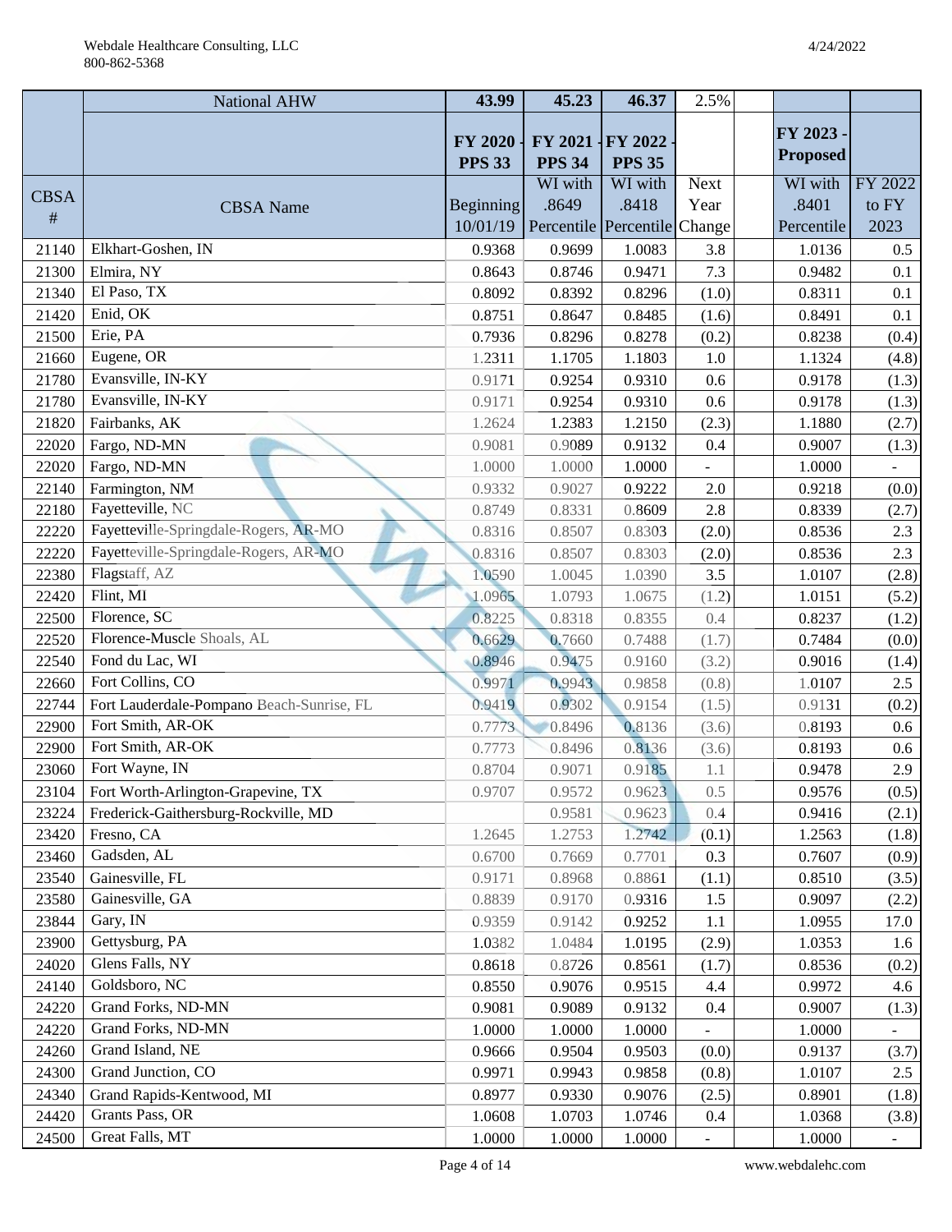| CBSA # | National AHW | 43.99 | 45.23 | 46.37 | 2.5% | | | |
|---|---|---|---|---|---|---|---|---|
| | | FY 2020 - PPS 33 | FY 2021 - PPS 34 | FY 2022 - PPS 35 | | | FY 2023 - Proposed | |
| | CBSA Name | Beginning 10/01/19 | WI with .8649 Percentile | WI with .8418 Percentile | Next Year Change | | WI with .8401 Percentile | FY 2022 to FY 2023 |
| 21140 | Elkhart-Goshen, IN | 0.9368 | 0.9699 | 1.0083 | 3.8 | | 1.0136 | 0.5 |
| 21300 | Elmira, NY | 0.8643 | 0.8746 | 0.9471 | 7.3 | | 0.9482 | 0.1 |
| 21340 | El Paso, TX | 0.8092 | 0.8392 | 0.8296 | (1.0) | | 0.8311 | 0.1 |
| 21420 | Enid, OK | 0.8751 | 0.8647 | 0.8485 | (1.6) | | 0.8491 | 0.1 |
| 21500 | Erie, PA | 0.7936 | 0.8296 | 0.8278 | (0.2) | | 0.8238 | (0.4) |
| 21660 | Eugene, OR | 1.2311 | 1.1705 | 1.1803 | 1.0 | | 1.1324 | (4.8) |
| 21780 | Evansville, IN-KY | 0.9171 | 0.9254 | 0.9310 | 0.6 | | 0.9178 | (1.3) |
| 21780 | Evansville, IN-KY | 0.9171 | 0.9254 | 0.9310 | 0.6 | | 0.9178 | (1.3) |
| 21820 | Fairbanks, AK | 1.2624 | 1.2383 | 1.2150 | (2.3) | | 1.1880 | (2.7) |
| 22020 | Fargo, ND-MN | 0.9081 | 0.9089 | 0.9132 | 0.4 | | 0.9007 | (1.3) |
| 22020 | Fargo, ND-MN | 1.0000 | 1.0000 | 1.0000 | - | | 1.0000 | - |
| 22140 | Farmington, NM | 0.9332 | 0.9027 | 0.9222 | 2.0 | | 0.9218 | (0.0) |
| 22180 | Fayetteville, NC | 0.8749 | 0.8331 | 0.8609 | 2.8 | | 0.8339 | (2.7) |
| 22220 | Fayetteville-Springdale-Rogers, AR-MO | 0.8316 | 0.8507 | 0.8303 | (2.0) | | 0.8536 | 2.3 |
| 22220 | Fayetteville-Springdale-Rogers, AR-MO | 0.8316 | 0.8507 | 0.8303 | (2.0) | | 0.8536 | 2.3 |
| 22380 | Flagstaff, AZ | 1.0590 | 1.0045 | 1.0390 | 3.5 | | 1.0107 | (2.8) |
| 22420 | Flint, MI | 1.0965 | 1.0793 | 1.0675 | (1.2) | | 1.0151 | (5.2) |
| 22500 | Florence, SC | 0.8225 | 0.8318 | 0.8355 | 0.4 | | 0.8237 | (1.2) |
| 22520 | Florence-Muscle Shoals, AL | 0.6629 | 0.7660 | 0.7488 | (1.7) | | 0.7484 | (0.0) |
| 22540 | Fond du Lac, WI | 0.8946 | 0.9475 | 0.9160 | (3.2) | | 0.9016 | (1.4) |
| 22660 | Fort Collins, CO | 0.9971 | 0.9943 | 0.9858 | (0.8) | | 1.0107 | 2.5 |
| 22744 | Fort Lauderdale-Pompano Beach-Sunrise, FL | 0.9419 | 0.9302 | 0.9154 | (1.5) | | 0.9131 | (0.2) |
| 22900 | Fort Smith, AR-OK | 0.7773 | 0.8496 | 0.8136 | (3.6) | | 0.8193 | 0.6 |
| 22900 | Fort Smith, AR-OK | 0.7773 | 0.8496 | 0.8136 | (3.6) | | 0.8193 | 0.6 |
| 23060 | Fort Wayne, IN | 0.8704 | 0.9071 | 0.9185 | 1.1 | | 0.9478 | 2.9 |
| 23104 | Fort Worth-Arlington-Grapevine, TX | 0.9707 | 0.9572 | 0.9623 | 0.5 | | 0.9576 | (0.5) |
| 23224 | Frederick-Gaithersburg-Rockville, MD | | 0.9581 | 0.9623 | 0.4 | | 0.9416 | (2.1) |
| 23420 | Fresno, CA | 1.2645 | 1.2753 | 1.2742 | (0.1) | | 1.2563 | (1.8) |
| 23460 | Gadsden, AL | 0.6700 | 0.7669 | 0.7701 | 0.3 | | 0.7607 | (0.9) |
| 23540 | Gainesville, FL | 0.9171 | 0.8968 | 0.8861 | (1.1) | | 0.8510 | (3.5) |
| 23580 | Gainesville, GA | 0.8839 | 0.9170 | 0.9316 | 1.5 | | 0.9097 | (2.2) |
| 23844 | Gary, IN | 0.9359 | 0.9142 | 0.9252 | 1.1 | | 1.0955 | 17.0 |
| 23900 | Gettysburg, PA | 1.0382 | 1.0484 | 1.0195 | (2.9) | | 1.0353 | 1.6 |
| 24020 | Glens Falls, NY | 0.8618 | 0.8726 | 0.8561 | (1.7) | | 0.8536 | (0.2) |
| 24140 | Goldsboro, NC | 0.8550 | 0.9076 | 0.9515 | 4.4 | | 0.9972 | 4.6 |
| 24220 | Grand Forks, ND-MN | 0.9081 | 0.9089 | 0.9132 | 0.4 | | 0.9007 | (1.3) |
| 24220 | Grand Forks, ND-MN | 1.0000 | 1.0000 | 1.0000 | - | | 1.0000 | - |
| 24260 | Grand Island, NE | 0.9666 | 0.9504 | 0.9503 | (0.0) | | 0.9137 | (3.7) |
| 24300 | Grand Junction, CO | 0.9971 | 0.9943 | 0.9858 | (0.8) | | 1.0107 | 2.5 |
| 24340 | Grand Rapids-Kentwood, MI | 0.8977 | 0.9330 | 0.9076 | (2.5) | | 0.8901 | (1.8) |
| 24420 | Grants Pass, OR | 1.0608 | 1.0703 | 1.0746 | 0.4 | | 1.0368 | (3.8) |
| 24500 | Great Falls, MT | 1.0000 | 1.0000 | 1.0000 | - | | 1.0000 | - |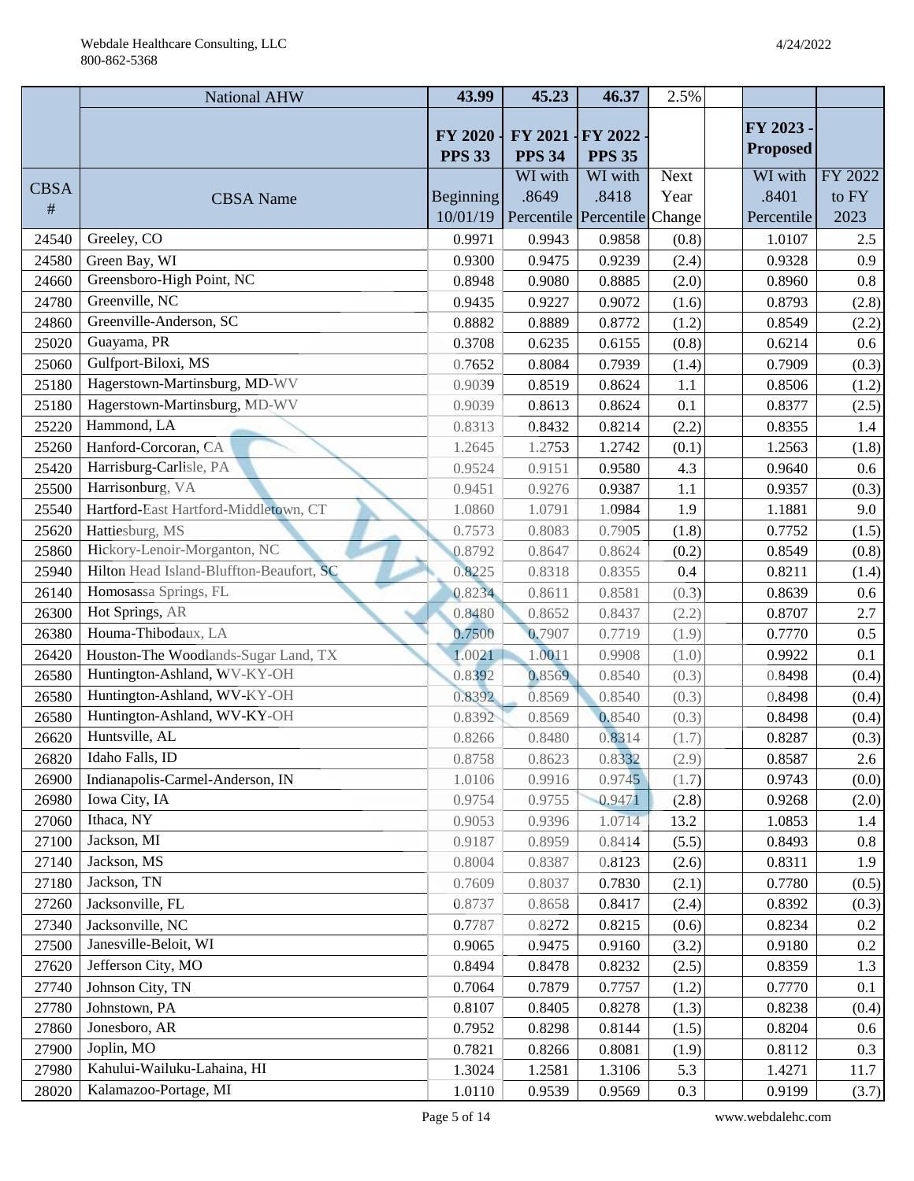| | National AHW | 43.99 | 45.23 | 46.37 | 2.5% | | | |
|---|---|---|---|---|---|---|---|---|
| | | FY 2020 - PPS 33 | FY 2021 - PPS 34 | FY 2022 - PPS 35 | | | FY 2023 - Proposed | |
| CBSA # | CBSA Name | Beginning 10/01/19 | WI with .8649 Percentile | WI with .8418 Percentile | Next Year Change | | WI with .8401 Percentile | FY 2022 to FY 2023 |
| 24540 | Greeley, CO | 0.9971 | 0.9943 | 0.9858 | (0.8) | | 1.0107 | 2.5 |
| 24580 | Green Bay, WI | 0.9300 | 0.9475 | 0.9239 | (2.4) | | 0.9328 | 0.9 |
| 24660 | Greensboro-High Point, NC | 0.8948 | 0.9080 | 0.8885 | (2.0) | | 0.8960 | 0.8 |
| 24780 | Greenville, NC | 0.9435 | 0.9227 | 0.9072 | (1.6) | | 0.8793 | (2.8) |
| 24860 | Greenville-Anderson, SC | 0.8882 | 0.8889 | 0.8772 | (1.2) | | 0.8549 | (2.2) |
| 25020 | Guayama, PR | 0.3708 | 0.6235 | 0.6155 | (0.8) | | 0.6214 | 0.6 |
| 25060 | Gulfport-Biloxi, MS | 0.7652 | 0.8084 | 0.7939 | (1.4) | | 0.7909 | (0.3) |
| 25180 | Hagerstown-Martinsburg, MD-WV | 0.9039 | 0.8519 | 0.8624 | 1.1 | | 0.8506 | (1.2) |
| 25180 | Hagerstown-Martinsburg, MD-WV | 0.9039 | 0.8613 | 0.8624 | 0.1 | | 0.8377 | (2.5) |
| 25220 | Hammond, LA | 0.8313 | 0.8432 | 0.8214 | (2.2) | | 0.8355 | 1.4 |
| 25260 | Hanford-Corcoran, CA | 1.2645 | 1.2753 | 1.2742 | (0.1) | | 1.2563 | (1.8) |
| 25420 | Harrisburg-Carlisle, PA | 0.9524 | 0.9151 | 0.9580 | 4.3 | | 0.9640 | 0.6 |
| 25500 | Harrisonburg, VA | 0.9451 | 0.9276 | 0.9387 | 1.1 | | 0.9357 | (0.3) |
| 25540 | Hartford-East Hartford-Middletown, CT | 1.0860 | 1.0791 | 1.0984 | 1.9 | | 1.1881 | 9.0 |
| 25620 | Hattiesburg, MS | 0.7573 | 0.8083 | 0.7905 | (1.8) | | 0.7752 | (1.5) |
| 25860 | Hickory-Lenoir-Morganton, NC | 0.8792 | 0.8647 | 0.8624 | (0.2) | | 0.8549 | (0.8) |
| 25940 | Hilton Head Island-Bluffton-Beaufort, SC | 0.8225 | 0.8318 | 0.8355 | 0.4 | | 0.8211 | (1.4) |
| 26140 | Homosassa Springs, FL | 0.8234 | 0.8611 | 0.8581 | (0.3) | | 0.8639 | 0.6 |
| 26300 | Hot Springs, AR | 0.8480 | 0.8652 | 0.8437 | (2.2) | | 0.8707 | 2.7 |
| 26380 | Houma-Thibodaux, LA | 0.7500 | 0.7907 | 0.7719 | (1.9) | | 0.7770 | 0.5 |
| 26420 | Houston-The Woodlands-Sugar Land, TX | 1.0021 | 1.0011 | 0.9908 | (1.0) | | 0.9922 | 0.1 |
| 26580 | Huntington-Ashland, WV-KY-OH | 0.8392 | 0.8569 | 0.8540 | (0.3) | | 0.8498 | (0.4) |
| 26580 | Huntington-Ashland, WV-KY-OH | 0.8392 | 0.8569 | 0.8540 | (0.3) | | 0.8498 | (0.4) |
| 26580 | Huntington-Ashland, WV-KY-OH | 0.8392 | 0.8569 | 0.8540 | (0.3) | | 0.8498 | (0.4) |
| 26620 | Huntsville, AL | 0.8266 | 0.8480 | 0.8314 | (1.7) | | 0.8287 | (0.3) |
| 26820 | Idaho Falls, ID | 0.8758 | 0.8623 | 0.8332 | (2.9) | | 0.8587 | 2.6 |
| 26900 | Indianapolis-Carmel-Anderson, IN | 1.0106 | 0.9916 | 0.9745 | (1.7) | | 0.9743 | (0.0) |
| 26980 | Iowa City, IA | 0.9754 | 0.9755 | 0.9471 | (2.8) | | 0.9268 | (2.0) |
| 27060 | Ithaca, NY | 0.9053 | 0.9396 | 1.0714 | 13.2 | | 1.0853 | 1.4 |
| 27100 | Jackson, MI | 0.9187 | 0.8959 | 0.8414 | (5.5) | | 0.8493 | 0.8 |
| 27140 | Jackson, MS | 0.8004 | 0.8387 | 0.8123 | (2.6) | | 0.8311 | 1.9 |
| 27180 | Jackson, TN | 0.7609 | 0.8037 | 0.7830 | (2.1) | | 0.7780 | (0.5) |
| 27260 | Jacksonville, FL | 0.8737 | 0.8658 | 0.8417 | (2.4) | | 0.8392 | (0.3) |
| 27340 | Jacksonville, NC | 0.7787 | 0.8272 | 0.8215 | (0.6) | | 0.8234 | 0.2 |
| 27500 | Janesville-Beloit, WI | 0.9065 | 0.9475 | 0.9160 | (3.2) | | 0.9180 | 0.2 |
| 27620 | Jefferson City, MO | 0.8494 | 0.8478 | 0.8232 | (2.5) | | 0.8359 | 1.3 |
| 27740 | Johnson City, TN | 0.7064 | 0.7879 | 0.7757 | (1.2) | | 0.7770 | 0.1 |
| 27780 | Johnstown, PA | 0.8107 | 0.8405 | 0.8278 | (1.3) | | 0.8238 | (0.4) |
| 27860 | Jonesboro, AR | 0.7952 | 0.8298 | 0.8144 | (1.5) | | 0.8204 | 0.6 |
| 27900 | Joplin, MO | 0.7821 | 0.8266 | 0.8081 | (1.9) | | 0.8112 | 0.3 |
| 27980 | Kahului-Wailuku-Lahaina, HI | 1.3024 | 1.2581 | 1.3106 | 5.3 | | 1.4271 | 11.7 |
| 28020 | Kalamazoo-Portage, MI | 1.0110 | 0.9539 | 0.9569 | 0.3 | | 0.9199 | (3.7) |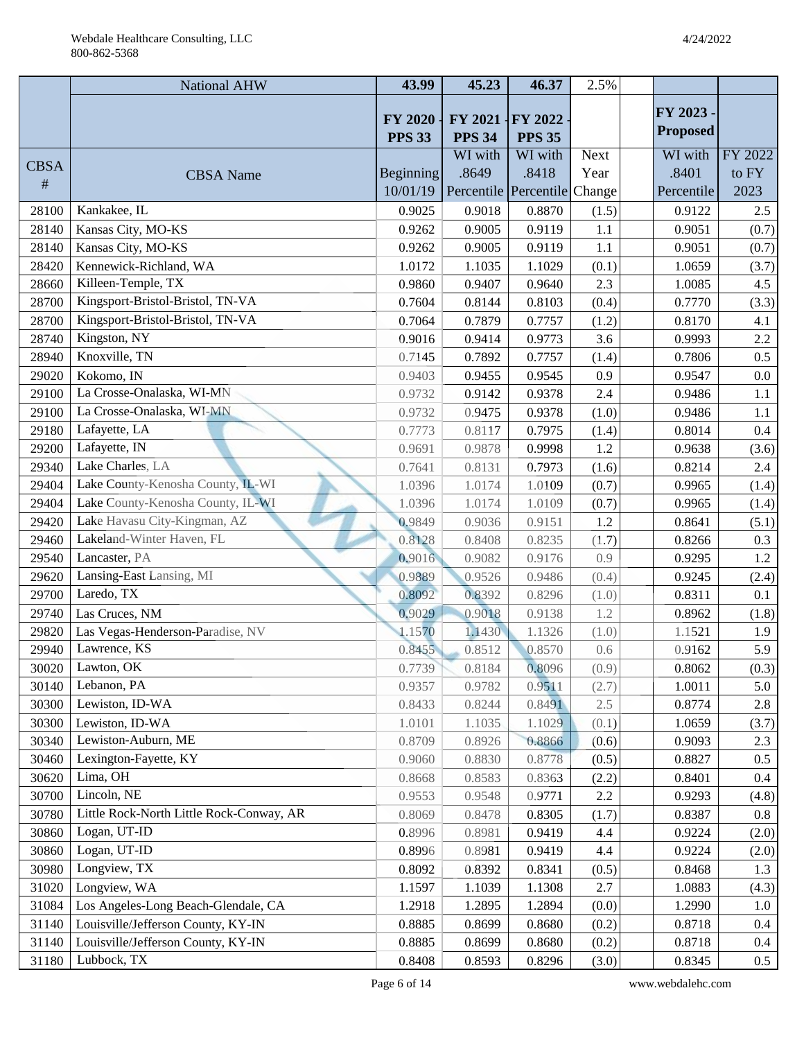| | National AHW | 43.99 | 45.23 | 46.37 | 2.5% | | | |
|---|---|---|---|---|---|---|---|---|
| | | **FY 2020 - PPS 33** | **FY 2021 - PPS 34** | **FY 2022 - PPS 35** | | | **FY 2023 - Proposed** | |
| CBSA # | CBSA Name | Beginning 10/01/19 | WI with .8649 Percentile | WI with .8418 Percentile | Next Year Change | | WI with .8401 Percentile | FY 2022 to FY 2023 |
| 28100 | Kankakee, IL | 0.9025 | 0.9018 | 0.8870 | (1.5) | | 0.9122 | 2.5 |
| 28140 | Kansas City, MO-KS | 0.9262 | 0.9005 | 0.9119 | 1.1 | | 0.9051 | (0.7) |
| 28140 | Kansas City, MO-KS | 0.9262 | 0.9005 | 0.9119 | 1.1 | | 0.9051 | (0.7) |
| 28420 | Kennewick-Richland, WA | 1.0172 | 1.1035 | 1.1029 | (0.1) | | 1.0659 | (3.7) |
| 28660 | Killeen-Temple, TX | 0.9860 | 0.9407 | 0.9640 | 2.3 | | 1.0085 | 4.5 |
| 28700 | Kingsport-Bristol-Bristol, TN-VA | 0.7604 | 0.8144 | 0.8103 | (0.4) | | 0.7770 | (3.3) |
| 28700 | Kingsport-Bristol-Bristol, TN-VA | 0.7064 | 0.7879 | 0.7757 | (1.2) | | 0.8170 | 4.1 |
| 28740 | Kingston, NY | 0.9016 | 0.9414 | 0.9773 | 3.6 | | 0.9993 | 2.2 |
| 28940 | Knoxville, TN | 0.7145 | 0.7892 | 0.7757 | (1.4) | | 0.7806 | 0.5 |
| 29020 | Kokomo, IN | 0.9403 | 0.9455 | 0.9545 | 0.9 | | 0.9547 | 0.0 |
| 29100 | La Crosse-Onalaska, WI-MN | 0.9732 | 0.9142 | 0.9378 | 2.4 | | 0.9486 | 1.1 |
| 29100 | La Crosse-Onalaska, WI-MN | 0.9732 | 0.9475 | 0.9378 | (1.0) | | 0.9486 | 1.1 |
| 29180 | Lafayette, LA | 0.7773 | 0.8117 | 0.7975 | (1.4) | | 0.8014 | 0.4 |
| 29200 | Lafayette, IN | 0.9691 | 0.9878 | 0.9998 | 1.2 | | 0.9638 | (3.6) |
| 29340 | Lake Charles, LA | 0.7641 | 0.8131 | 0.7973 | (1.6) | | 0.8214 | 2.4 |
| 29404 | Lake County-Kenosha County, IL-WI | 1.0396 | 1.0174 | 1.0109 | (0.7) | | 0.9965 | (1.4) |
| 29404 | Lake County-Kenosha County, IL-WI | 1.0396 | 1.0174 | 1.0109 | (0.7) | | 0.9965 | (1.4) |
| 29420 | Lake Havasu City-Kingman, AZ | 0.9849 | 0.9036 | 0.9151 | 1.2 | | 0.8641 | (5.1) |
| 29460 | Lakeland-Winter Haven, FL | 0.8128 | 0.8408 | 0.8235 | (1.7) | | 0.8266 | 0.3 |
| 29540 | Lancaster, PA | 0.9016 | 0.9082 | 0.9176 | 0.9 | | 0.9295 | 1.2 |
| 29620 | Lansing-East Lansing, MI | 0.9889 | 0.9526 | 0.9486 | (0.4) | | 0.9245 | (2.4) |
| 29700 | Laredo, TX | 0.8092 | 0.8392 | 0.8296 | (1.0) | | 0.8311 | 0.1 |
| 29740 | Las Cruces, NM | 0.9029 | 0.9018 | 0.9138 | 1.2 | | 0.8962 | (1.8) |
| 29820 | Las Vegas-Henderson-Paradise, NV | 1.1570 | 1.1430 | 1.1326 | (1.0) | | 1.1521 | 1.9 |
| 29940 | Lawrence, KS | 0.8455 | 0.8512 | 0.8570 | 0.6 | | 0.9162 | 5.9 |
| 30020 | Lawton, OK | 0.7739 | 0.8184 | 0.8096 | (0.9) | | 0.8062 | (0.3) |
| 30140 | Lebanon, PA | 0.9357 | 0.9782 | 0.9511 | (2.7) | | 1.0011 | 5.0 |
| 30300 | Lewiston, ID-WA | 0.8433 | 0.8244 | 0.8491 | 2.5 | | 0.8774 | 2.8 |
| 30300 | Lewiston, ID-WA | 1.0101 | 1.1035 | 1.1029 | (0.1) | | 1.0659 | (3.7) |
| 30340 | Lewiston-Auburn, ME | 0.8709 | 0.8926 | 0.8866 | (0.6) | | 0.9093 | 2.3 |
| 30460 | Lexington-Fayette, KY | 0.9060 | 0.8830 | 0.8778 | (0.5) | | 0.8827 | 0.5 |
| 30620 | Lima, OH | 0.8668 | 0.8583 | 0.8363 | (2.2) | | 0.8401 | 0.4 |
| 30700 | Lincoln, NE | 0.9553 | 0.9548 | 0.9771 | 2.2 | | 0.9293 | (4.8) |
| 30780 | Little Rock-North Little Rock-Conway, AR | 0.8069 | 0.8478 | 0.8305 | (1.7) | | 0.8387 | 0.8 |
| 30860 | Logan, UT-ID | 0.8996 | 0.8981 | 0.9419 | 4.4 | | 0.9224 | (2.0) |
| 30860 | Logan, UT-ID | 0.8996 | 0.8981 | 0.9419 | 4.4 | | 0.9224 | (2.0) |
| 30980 | Longview, TX | 0.8092 | 0.8392 | 0.8341 | (0.5) | | 0.8468 | 1.3 |
| 31020 | Longview, WA | 1.1597 | 1.1039 | 1.1308 | 2.7 | | 1.0883 | (4.3) |
| 31084 | Los Angeles-Long Beach-Glendale, CA | 1.2918 | 1.2895 | 1.2894 | (0.0) | | 1.2990 | 1.0 |
| 31140 | Louisville/Jefferson County, KY-IN | 0.8885 | 0.8699 | 0.8680 | (0.2) | | 0.8718 | 0.4 |
| 31140 | Louisville/Jefferson County, KY-IN | 0.8885 | 0.8699 | 0.8680 | (0.2) | | 0.8718 | 0.4 |
| 31180 | Lubbock, TX | 0.8408 | 0.8593 | 0.8296 | (3.0) | | 0.8345 | 0.5 |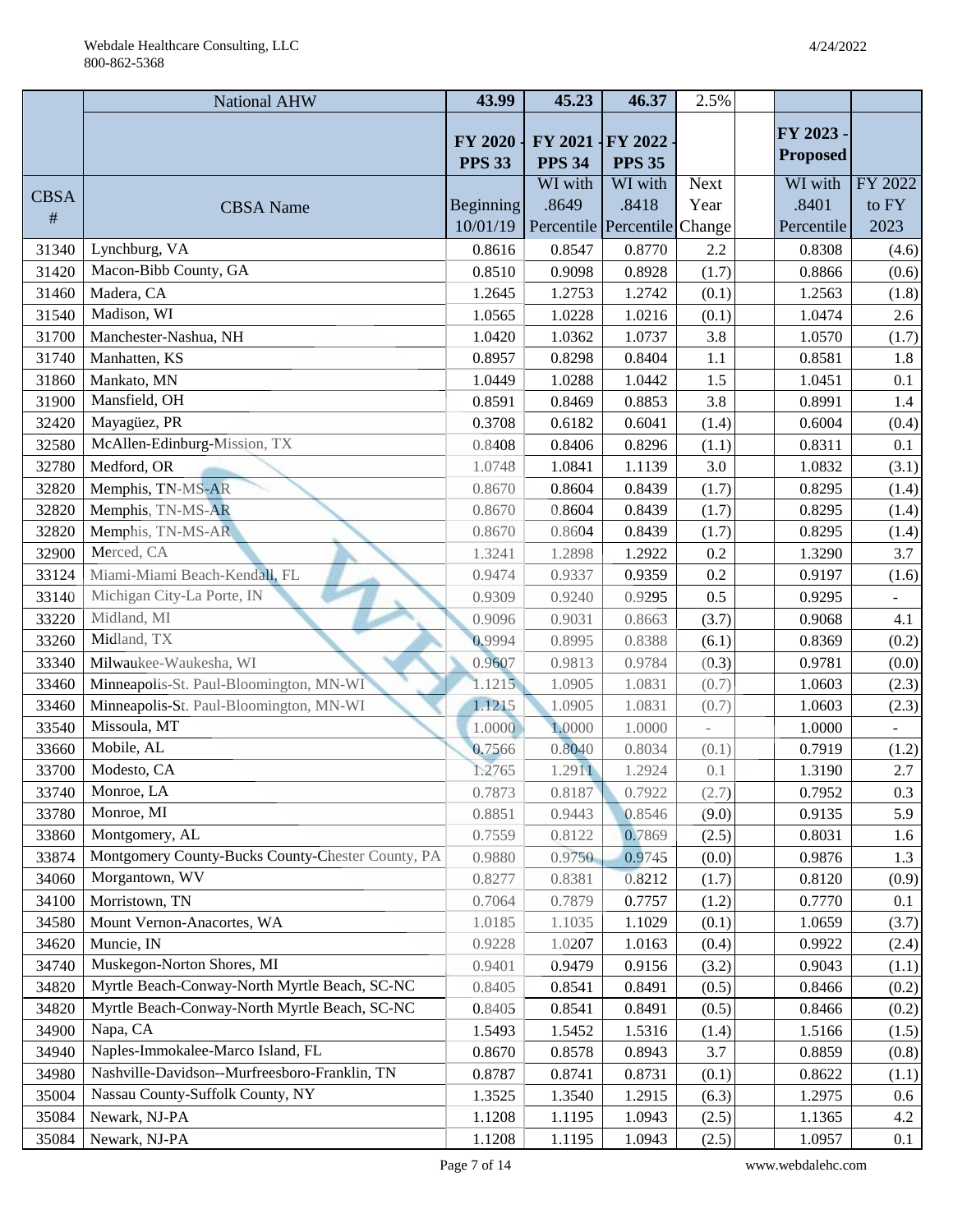| | National AHW | 43.99 | 45.23 | 46.37 | 2.5% | | |
|---|---|---|---|---|---|---|---|
| | | **FY 2020 - PPS 33** | **FY 2021 - PPS 34** | **FY 2022 - PPS 35** | | **FY 2023 - Proposed** | |
| CBSA # | CBSA Name | Beginning 10/01/19 | WI with .8649 Percentile | WI with .8418 Percentile | Next Year Change | WI with .8401 Percentile | FY 2022 to FY 2023 |
| 31340 | Lynchburg, VA | 0.8616 | 0.8547 | 0.8770 | 2.2 | 0.8308 | (4.6) |
| 31420 | Macon-Bibb County, GA | 0.8510 | 0.9098 | 0.8928 | (1.7) | 0.8866 | (0.6) |
| 31460 | Madera, CA | 1.2645 | 1.2753 | 1.2742 | (0.1) | 1.2563 | (1.8) |
| 31540 | Madison, WI | 1.0565 | 1.0228 | 1.0216 | (0.1) | 1.0474 | 2.6 |
| 31700 | Manchester-Nashua, NH | 1.0420 | 1.0362 | 1.0737 | 3.8 | 1.0570 | (1.7) |
| 31740 | Manhatten, KS | 0.8957 | 0.8298 | 0.8404 | 1.1 | 0.8581 | 1.8 |
| 31860 | Mankato, MN | 1.0449 | 1.0288 | 1.0442 | 1.5 | 1.0451 | 0.1 |
| 31900 | Mansfield, OH | 0.8591 | 0.8469 | 0.8853 | 3.8 | 0.8991 | 1.4 |
| 32420 | Mayagüez, PR | 0.3708 | 0.6182 | 0.6041 | (1.4) | 0.6004 | (0.4) |
| 32580 | McAllen-Edinburg-Mission, TX | 0.8408 | 0.8406 | 0.8296 | (1.1) | 0.8311 | 0.1 |
| 32780 | Medford, OR | 1.0748 | 1.0841 | 1.1139 | 3.0 | 1.0832 | (3.1) |
| 32820 | Memphis, TN-MS-AR | 0.8670 | 0.8604 | 0.8439 | (1.7) | 0.8295 | (1.4) |
| 32820 | Memphis, TN-MS-AR | 0.8670 | 0.8604 | 0.8439 | (1.7) | 0.8295 | (1.4) |
| 32820 | Memphis, TN-MS-AR | 0.8670 | 0.8604 | 0.8439 | (1.7) | 0.8295 | (1.4) |
| 32900 | Merced, CA | 1.3241 | 1.2898 | 1.2922 | 0.2 | 1.3290 | 3.7 |
| 33124 | Miami-Miami Beach-Kendall, FL | 0.9474 | 0.9337 | 0.9359 | 0.2 | 0.9197 | (1.6) |
| 33140 | Michigan City-La Porte, IN | 0.9309 | 0.9240 | 0.9295 | 0.5 | 0.9295 | - |
| 33220 | Midland, MI | 0.9096 | 0.9031 | 0.8663 | (3.7) | 0.9068 | 4.1 |
| 33260 | Midland, TX | 0.9994 | 0.8995 | 0.8388 | (6.1) | 0.8369 | (0.2) |
| 33340 | Milwaukee-Waukesha, WI | 0.9607 | 0.9813 | 0.9784 | (0.3) | 0.9781 | (0.0) |
| 33460 | Minneapolis-St. Paul-Bloomington, MN-WI | 1.1215 | 1.0905 | 1.0831 | (0.7) | 1.0603 | (2.3) |
| 33460 | Minneapolis-St. Paul-Bloomington, MN-WI | 1.1215 | 1.0905 | 1.0831 | (0.7) | 1.0603 | (2.3) |
| 33540 | Missoula, MT | 1.0000 | 1.0000 | 1.0000 | - | 1.0000 | - |
| 33660 | Mobile, AL | 0.7566 | 0.8040 | 0.8034 | (0.1) | 0.7919 | (1.2) |
| 33700 | Modesto, CA | 1.2765 | 1.2911 | 1.2924 | 0.1 | 1.3190 | 2.7 |
| 33740 | Monroe, LA | 0.7873 | 0.8187 | 0.7922 | (2.7) | 0.7952 | 0.3 |
| 33780 | Monroe, MI | 0.8851 | 0.9443 | 0.8546 | (9.0) | 0.9135 | 5.9 |
| 33860 | Montgomery, AL | 0.7559 | 0.8122 | 0.7869 | (2.5) | 0.8031 | 1.6 |
| 33874 | Montgomery County-Bucks County-Chester County, PA | 0.9880 | 0.9750 | 0.9745 | (0.0) | 0.9876 | 1.3 |
| 34060 | Morgantown, WV | 0.8277 | 0.8381 | 0.8212 | (1.7) | 0.8120 | (0.9) |
| 34100 | Morristown, TN | 0.7064 | 0.7879 | 0.7757 | (1.2) | 0.7770 | 0.1 |
| 34580 | Mount Vernon-Anacortes, WA | 1.0185 | 1.1035 | 1.1029 | (0.1) | 1.0659 | (3.7) |
| 34620 | Muncie, IN | 0.9228 | 1.0207 | 1.0163 | (0.4) | 0.9922 | (2.4) |
| 34740 | Muskegon-Norton Shores, MI | 0.9401 | 0.9479 | 0.9156 | (3.2) | 0.9043 | (1.1) |
| 34820 | Myrtle Beach-Conway-North Myrtle Beach, SC-NC | 0.8405 | 0.8541 | 0.8491 | (0.5) | 0.8466 | (0.2) |
| 34820 | Myrtle Beach-Conway-North Myrtle Beach, SC-NC | 0.8405 | 0.8541 | 0.8491 | (0.5) | 0.8466 | (0.2) |
| 34900 | Napa, CA | 1.5493 | 1.5452 | 1.5316 | (1.4) | 1.5166 | (1.5) |
| 34940 | Naples-Immokalee-Marco Island, FL | 0.8670 | 0.8578 | 0.8943 | 3.7 | 0.8859 | (0.8) |
| 34980 | Nashville-Davidson--Murfreesboro-Franklin, TN | 0.8787 | 0.8741 | 0.8731 | (0.1) | 0.8622 | (1.1) |
| 35004 | Nassau County-Suffolk County, NY | 1.3525 | 1.3540 | 1.2915 | (6.3) | 1.2975 | 0.6 |
| 35084 | Newark, NJ-PA | 1.1208 | 1.1195 | 1.0943 | (2.5) | 1.1365 | 4.2 |
| 35084 | Newark, NJ-PA | 1.1208 | 1.1195 | 1.0943 | (2.5) | 1.0957 | 0.1 |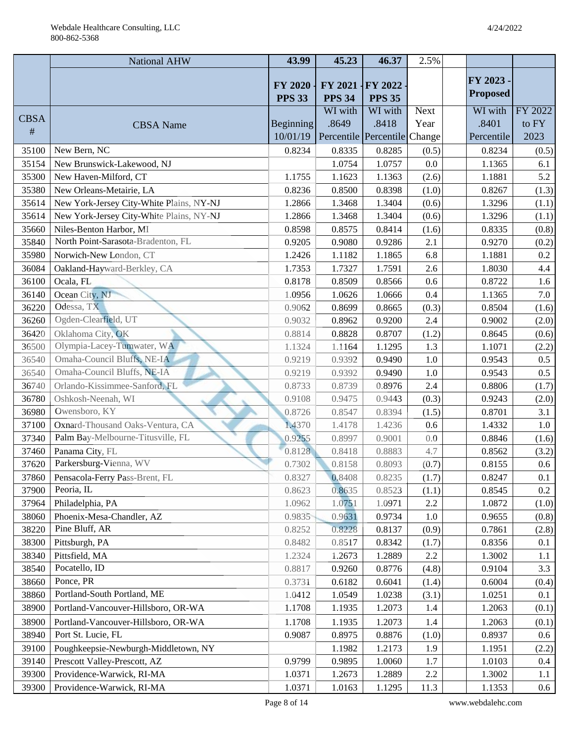| | National AHW | 43.99 | 45.23 | 46.37 | 2.5% | | | |
|---|---|---|---|---|---|---|---|---|
| | | FY 2020 - PPS 33 | FY 2021 - PPS 34 | FY 2022 - PPS 35 | | | FY 2023 - Proposed | |
| CBSA # | CBSA Name | Beginning 10/01/19 | WI with .8649 Percentile | WI with .8418 Percentile | Next Year Change | | WI with .8401 Percentile | FY 2022 to FY 2023 |
| 35100 | New Bern, NC | 0.8234 | 0.8335 | 0.8285 | (0.5) | | 0.8234 | (0.5) |
| 35154 | New Brunswick-Lakewood, NJ | | 1.0754 | 1.0757 | 0.0 | | 1.1365 | 6.1 |
| 35300 | New Haven-Milford, CT | 1.1755 | 1.1623 | 1.1363 | (2.6) | | 1.1881 | 5.2 |
| 35380 | New Orleans-Metairie, LA | 0.8236 | 0.8500 | 0.8398 | (1.0) | | 0.8267 | (1.3) |
| 35614 | New York-Jersey City-White Plains, NY-NJ | 1.2866 | 1.3468 | 1.3404 | (0.6) | | 1.3296 | (1.1) |
| 35614 | New York-Jersey City-White Plains, NY-NJ | 1.2866 | 1.3468 | 1.3404 | (0.6) | | 1.3296 | (1.1) |
| 35660 | Niles-Benton Harbor, MI | 0.8598 | 0.8575 | 0.8414 | (1.6) | | 0.8335 | (0.8) |
| 35840 | North Point-Sarasota-Bradenton, FL | 0.9205 | 0.9080 | 0.9286 | 2.1 | | 0.9270 | (0.2) |
| 35980 | Norwich-New London, CT | 1.2426 | 1.1182 | 1.1865 | 6.8 | | 1.1881 | 0.2 |
| 36084 | Oakland-Hayward-Berkley, CA | 1.7353 | 1.7327 | 1.7591 | 2.6 | | 1.8030 | 4.4 |
| 36100 | Ocala, FL | 0.8178 | 0.8509 | 0.8566 | 0.6 | | 0.8722 | 1.6 |
| 36140 | Ocean City, NJ | 1.0956 | 1.0626 | 1.0666 | 0.4 | | 1.1365 | 7.0 |
| 36220 | Odessa, TX | 0.9062 | 0.8699 | 0.8665 | (0.3) | | 0.8504 | (1.6) |
| 36260 | Ogden-Clearfield, UT | 0.9032 | 0.8962 | 0.9200 | 2.4 | | 0.9002 | (2.0) |
| 36420 | Oklahoma City, OK | 0.8814 | 0.8828 | 0.8707 | (1.2) | | 0.8645 | (0.6) |
| 36500 | Olympia-Lacey-Tumwater, WA | 1.1324 | 1.1164 | 1.1295 | 1.3 | | 1.1071 | (2.2) |
| 36540 | Omaha-Council Bluffs, NE-IA | 0.9219 | 0.9392 | 0.9490 | 1.0 | | 0.9543 | 0.5 |
| 36540 | Omaha-Council Bluffs, NE-IA | 0.9219 | 0.9392 | 0.9490 | 1.0 | | 0.9543 | 0.5 |
| 36740 | Orlando-Kissimmee-Sanford, FL | 0.8733 | 0.8739 | 0.8976 | 2.4 | | 0.8806 | (1.7) |
| 36780 | Oshkosh-Neenah, WI | 0.9108 | 0.9475 | 0.9443 | (0.3) | | 0.9243 | (2.0) |
| 36980 | Owensboro, KY | 0.8726 | 0.8547 | 0.8394 | (1.5) | | 0.8701 | 3.1 |
| 37100 | Oxnard-Thousand Oaks-Ventura, CA | 1.4370 | 1.4178 | 1.4236 | 0.6 | | 1.4332 | 1.0 |
| 37340 | Palm Bay-Melbourne-Titusville, FL | 0.9255 | 0.8997 | 0.9001 | 0.0 | | 0.8846 | (1.6) |
| 37460 | Panama City, FL | 0.8128 | 0.8418 | 0.8883 | 4.7 | | 0.8562 | (3.2) |
| 37620 | Parkersburg-Vienna, WV | 0.7302 | 0.8158 | 0.8093 | (0.7) | | 0.8155 | 0.6 |
| 37860 | Pensacola-Ferry Pass-Brent, FL | 0.8327 | 0.8408 | 0.8235 | (1.7) | | 0.8247 | 0.1 |
| 37900 | Peoria, IL | 0.8623 | 0.8635 | 0.8523 | (1.1) | | 0.8545 | 0.2 |
| 37964 | Philadelphia, PA | 1.0962 | 1.0751 | 1.0971 | 2.2 | | 1.0872 | (1.0) |
| 38060 | Phoenix-Mesa-Chandler, AZ | 0.9835 | 0.9631 | 0.9734 | 1.0 | | 0.9655 | (0.8) |
| 38220 | Pine Bluff, AR | 0.8252 | 0.8228 | 0.8137 | (0.9) | | 0.7861 | (2.8) |
| 38300 | Pittsburgh, PA | 0.8482 | 0.8517 | 0.8342 | (1.7) | | 0.8356 | 0.1 |
| 38340 | Pittsfield, MA | 1.2324 | 1.2673 | 1.2889 | 2.2 | | 1.3002 | 1.1 |
| 38540 | Pocatello, ID | 0.8817 | 0.9260 | 0.8776 | (4.8) | | 0.9104 | 3.3 |
| 38660 | Ponce, PR | 0.3731 | 0.6182 | 0.6041 | (1.4) | | 0.6004 | (0.4) |
| 38860 | Portland-South Portland, ME | 1.0412 | 1.0549 | 1.0238 | (3.1) | | 1.0251 | 0.1 |
| 38900 | Portland-Vancouver-Hillsboro, OR-WA | 1.1708 | 1.1935 | 1.2073 | 1.4 | | 1.2063 | (0.1) |
| 38900 | Portland-Vancouver-Hillsboro, OR-WA | 1.1708 | 1.1935 | 1.2073 | 1.4 | | 1.2063 | (0.1) |
| 38940 | Port St. Lucie, FL | 0.9087 | 0.8975 | 0.8876 | (1.0) | | 0.8937 | 0.6 |
| 39100 | Poughkeepsie-Newburgh-Middletown, NY | | 1.1982 | 1.2173 | 1.9 | | 1.1951 | (2.2) |
| 39140 | Prescott Valley-Prescott, AZ | 0.9799 | 0.9895 | 1.0060 | 1.7 | | 1.0103 | 0.4 |
| 39300 | Providence-Warwick, RI-MA | 1.0371 | 1.2673 | 1.2889 | 2.2 | | 1.3002 | 1.1 |
| 39300 | Providence-Warwick, RI-MA | 1.0371 | 1.0163 | 1.1295 | 11.3 | | 1.1353 | 0.6 |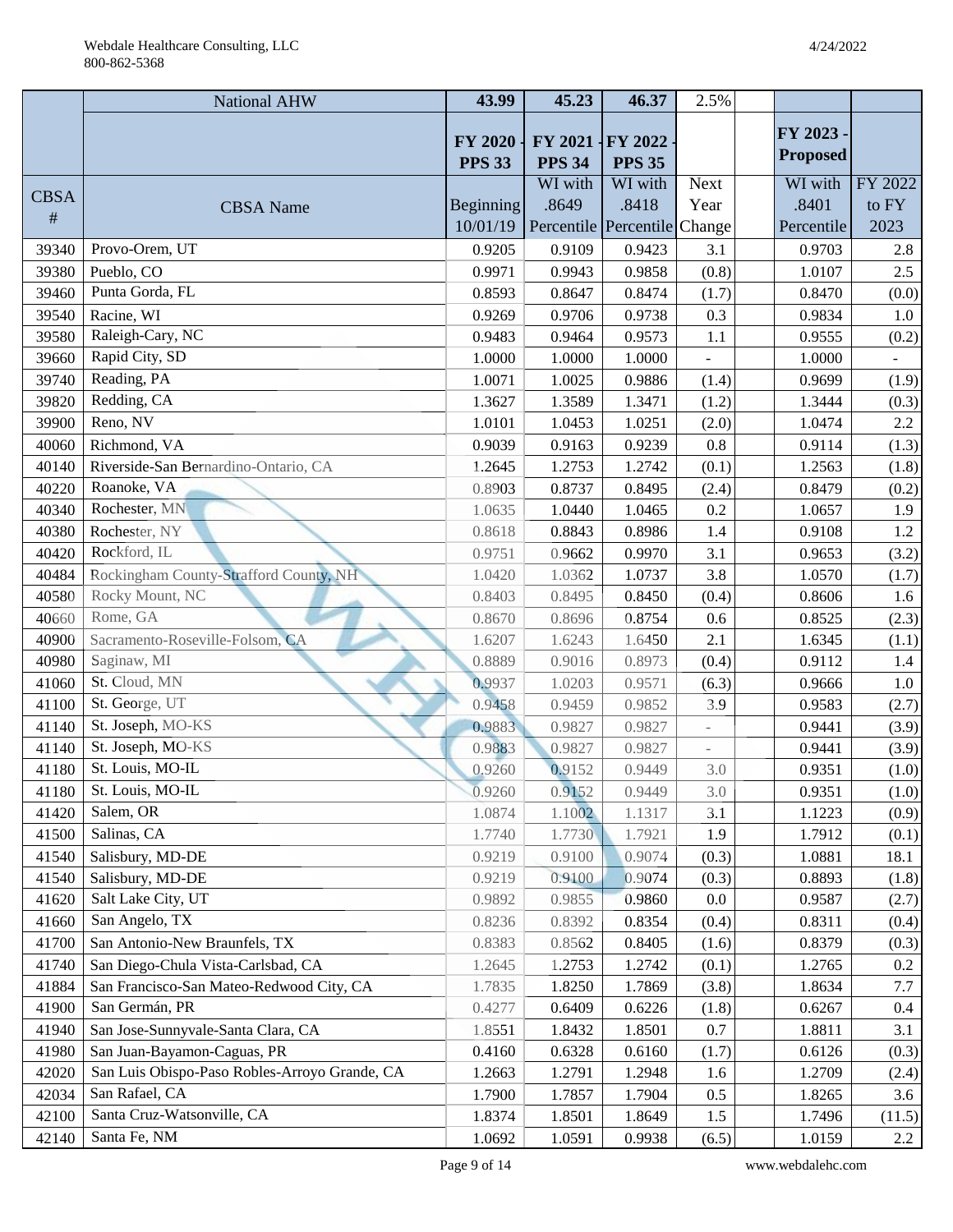| | National AHW | 43.99 | 45.23 | 46.37 | 2.5% | | |
|---|---|---|---|---|---|---|---|
| | | FY 2020 - PPS 33 | FY 2021 - PPS 34 | FY 2022 - PPS 35 | | FY 2023 - Proposed | |
| CBSA # | CBSA Name | Beginning 10/01/19 | WI with .8649 Percentile | WI with .8418 Percentile | Next Year Change | WI with .8401 Percentile | FY 2022 to FY 2023 |
| 39340 | Provo-Orem, UT | 0.9205 | 0.9109 | 0.9423 | 3.1 | 0.9703 | 2.8 |
| 39380 | Pueblo, CO | 0.9971 | 0.9943 | 0.9858 | (0.8) | 1.0107 | 2.5 |
| 39460 | Punta Gorda, FL | 0.8593 | 0.8647 | 0.8474 | (1.7) | 0.8470 | (0.0) |
| 39540 | Racine, WI | 0.9269 | 0.9706 | 0.9738 | 0.3 | 0.9834 | 1.0 |
| 39580 | Raleigh-Cary, NC | 0.9483 | 0.9464 | 0.9573 | 1.1 | 0.9555 | (0.2) |
| 39660 | Rapid City, SD | 1.0000 | 1.0000 | 1.0000 | - | 1.0000 | - |
| 39740 | Reading, PA | 1.0071 | 1.0025 | 0.9886 | (1.4) | 0.9699 | (1.9) |
| 39820 | Redding, CA | 1.3627 | 1.3589 | 1.3471 | (1.2) | 1.3444 | (0.3) |
| 39900 | Reno, NV | 1.0101 | 1.0453 | 1.0251 | (2.0) | 1.0474 | 2.2 |
| 40060 | Richmond, VA | 0.9039 | 0.9163 | 0.9239 | 0.8 | 0.9114 | (1.3) |
| 40140 | Riverside-San Bernardino-Ontario, CA | 1.2645 | 1.2753 | 1.2742 | (0.1) | 1.2563 | (1.8) |
| 40220 | Roanoke, VA | 0.8903 | 0.8737 | 0.8495 | (2.4) | 0.8479 | (0.2) |
| 40340 | Rochester, MN | 1.0635 | 1.0440 | 1.0465 | 0.2 | 1.0657 | 1.9 |
| 40380 | Rochester, NY | 0.8618 | 0.8843 | 0.8986 | 1.4 | 0.9108 | 1.2 |
| 40420 | Rockford, IL | 0.9751 | 0.9662 | 0.9970 | 3.1 | 0.9653 | (3.2) |
| 40484 | Rockingham County-Strafford County, NH | 1.0420 | 1.0362 | 1.0737 | 3.8 | 1.0570 | (1.7) |
| 40580 | Rocky Mount, NC | 0.8403 | 0.8495 | 0.8450 | (0.4) | 0.8606 | 1.6 |
| 40660 | Rome, GA | 0.8670 | 0.8696 | 0.8754 | 0.6 | 0.8525 | (2.3) |
| 40900 | Sacramento-Roseville-Folsom, CA | 1.6207 | 1.6243 | 1.6450 | 2.1 | 1.6345 | (1.1) |
| 40980 | Saginaw, MI | 0.8889 | 0.9016 | 0.8973 | (0.4) | 0.9112 | 1.4 |
| 41060 | St. Cloud, MN | 0.9937 | 1.0203 | 0.9571 | (6.3) | 0.9666 | 1.0 |
| 41100 | St. George, UT | 0.9458 | 0.9459 | 0.9852 | 3.9 | 0.9583 | (2.7) |
| 41140 | St. Joseph, MO-KS | 0.9883 | 0.9827 | 0.9827 | - | 0.9441 | (3.9) |
| 41140 | St. Joseph, MO-KS | 0.9883 | 0.9827 | 0.9827 | - | 0.9441 | (3.9) |
| 41180 | St. Louis, MO-IL | 0.9260 | 0.9152 | 0.9449 | 3.0 | 0.9351 | (1.0) |
| 41180 | St. Louis, MO-IL | 0.9260 | 0.9152 | 0.9449 | 3.0 | 0.9351 | (1.0) |
| 41420 | Salem, OR | 1.0874 | 1.1002 | 1.1317 | 3.1 | 1.1223 | (0.9) |
| 41500 | Salinas, CA | 1.7740 | 1.7730 | 1.7921 | 1.9 | 1.7912 | (0.1) |
| 41540 | Salisbury, MD-DE | 0.9219 | 0.9100 | 0.9074 | (0.3) | 1.0881 | 18.1 |
| 41540 | Salisbury, MD-DE | 0.9219 | 0.9100 | 0.9074 | (0.3) | 0.8893 | (1.8) |
| 41620 | Salt Lake City, UT | 0.9892 | 0.9855 | 0.9860 | 0.0 | 0.9587 | (2.7) |
| 41660 | San Angelo, TX | 0.8236 | 0.8392 | 0.8354 | (0.4) | 0.8311 | (0.4) |
| 41700 | San Antonio-New Braunfels, TX | 0.8383 | 0.8562 | 0.8405 | (1.6) | 0.8379 | (0.3) |
| 41740 | San Diego-Chula Vista-Carlsbad, CA | 1.2645 | 1.2753 | 1.2742 | (0.1) | 1.2765 | 0.2 |
| 41884 | San Francisco-San Mateo-Redwood City, CA | 1.7835 | 1.8250 | 1.7869 | (3.8) | 1.8634 | 7.7 |
| 41900 | San Germán, PR | 0.4277 | 0.6409 | 0.6226 | (1.8) | 0.6267 | 0.4 |
| 41940 | San Jose-Sunnyvale-Santa Clara, CA | 1.8551 | 1.8432 | 1.8501 | 0.7 | 1.8811 | 3.1 |
| 41980 | San Juan-Bayamon-Caguas, PR | 0.4160 | 0.6328 | 0.6160 | (1.7) | 0.6126 | (0.3) |
| 42020 | San Luis Obispo-Paso Robles-Arroyo Grande, CA | 1.2663 | 1.2791 | 1.2948 | 1.6 | 1.2709 | (2.4) |
| 42034 | San Rafael, CA | 1.7900 | 1.7857 | 1.7904 | 0.5 | 1.8265 | 3.6 |
| 42100 | Santa Cruz-Watsonville, CA | 1.8374 | 1.8501 | 1.8649 | 1.5 | 1.7496 | (11.5) |
| 42140 | Santa Fe, NM | 1.0692 | 1.0591 | 0.9938 | (6.5) | 1.0159 | 2.2 |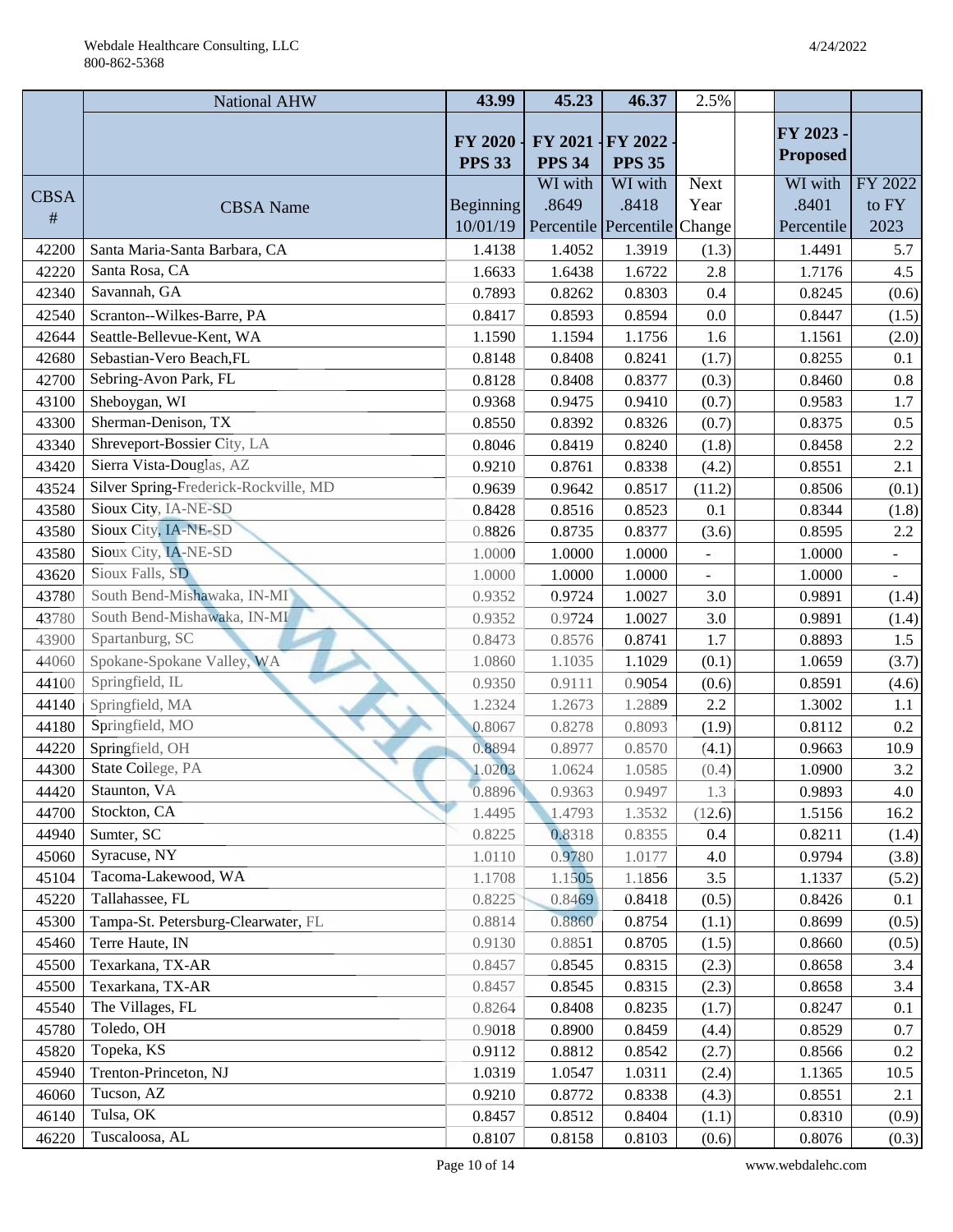| | National AHW | 43.99 | 45.23 | 46.37 | 2.5% | | | |
|---|---|---|---|---|---|---|---|---|
| | | FY 2020 - PPS 33 | FY 2021 - PPS 34 | FY 2022 - PPS 35 | | | FY 2023 - Proposed | |
| CBSA # | CBSA Name | Beginning 10/01/19 | WI with .8649 Percentile | WI with .8418 Percentile | Next Year Change | | WI with .8401 Percentile | FY 2022 to FY 2023 |
| 42200 | Santa Maria-Santa Barbara, CA | 1.4138 | 1.4052 | 1.3919 | (1.3) | | 1.4491 | 5.7 |
| 42220 | Santa Rosa, CA | 1.6633 | 1.6438 | 1.6722 | 2.8 | | 1.7176 | 4.5 |
| 42340 | Savannah, GA | 0.7893 | 0.8262 | 0.8303 | 0.4 | | 0.8245 | (0.6) |
| 42540 | Scranton--Wilkes-Barre, PA | 0.8417 | 0.8593 | 0.8594 | 0.0 | | 0.8447 | (1.5) |
| 42644 | Seattle-Bellevue-Kent, WA | 1.1590 | 1.1594 | 1.1756 | 1.6 | | 1.1561 | (2.0) |
| 42680 | Sebastian-Vero Beach,FL | 0.8148 | 0.8408 | 0.8241 | (1.7) | | 0.8255 | 0.1 |
| 42700 | Sebring-Avon Park, FL | 0.8128 | 0.8408 | 0.8377 | (0.3) | | 0.8460 | 0.8 |
| 43100 | Sheboygan, WI | 0.9368 | 0.9475 | 0.9410 | (0.7) | | 0.9583 | 1.7 |
| 43300 | Sherman-Denison, TX | 0.8550 | 0.8392 | 0.8326 | (0.7) | | 0.8375 | 0.5 |
| 43340 | Shreveport-Bossier City, LA | 0.8046 | 0.8419 | 0.8240 | (1.8) | | 0.8458 | 2.2 |
| 43420 | Sierra Vista-Douglas, AZ | 0.9210 | 0.8761 | 0.8338 | (4.2) | | 0.8551 | 2.1 |
| 43524 | Silver Spring-Frederick-Rockville, MD | 0.9639 | 0.9642 | 0.8517 | (11.2) | | 0.8506 | (0.1) |
| 43580 | Sioux City, IA-NE-SD | 0.8428 | 0.8516 | 0.8523 | 0.1 | | 0.8344 | (1.8) |
| 43580 | Sioux City, IA-NE-SD | 0.8826 | 0.8735 | 0.8377 | (3.6) | | 0.8595 | 2.2 |
| 43580 | Sioux City, IA-NE-SD | 1.0000 | 1.0000 | 1.0000 | - | | 1.0000 | - |
| 43620 | Sioux Falls, SD | 1.0000 | 1.0000 | 1.0000 | - | | 1.0000 | - |
| 43780 | South Bend-Mishawaka, IN-MI | 0.9352 | 0.9724 | 1.0027 | 3.0 | | 0.9891 | (1.4) |
| 43780 | South Bend-Mishawaka, IN-MI | 0.9352 | 0.9724 | 1.0027 | 3.0 | | 0.9891 | (1.4) |
| 43900 | Spartanburg, SC | 0.8473 | 0.8576 | 0.8741 | 1.7 | | 0.8893 | 1.5 |
| 44060 | Spokane-Spokane Valley, WA | 1.0860 | 1.1035 | 1.1029 | (0.1) | | 1.0659 | (3.7) |
| 44100 | Springfield, IL | 0.9350 | 0.9111 | 0.9054 | (0.6) | | 0.8591 | (4.6) |
| 44140 | Springfield, MA | 1.2324 | 1.2673 | 1.2889 | 2.2 | | 1.3002 | 1.1 |
| 44180 | Springfield, MO | 0.8067 | 0.8278 | 0.8093 | (1.9) | | 0.8112 | 0.2 |
| 44220 | Springfield, OH | 0.8894 | 0.8977 | 0.8570 | (4.1) | | 0.9663 | 10.9 |
| 44300 | State College, PA | 1.0203 | 1.0624 | 1.0585 | (0.4) | | 1.0900 | 3.2 |
| 44420 | Staunton, VA | 0.8896 | 0.9363 | 0.9497 | 1.3 | | 0.9893 | 4.0 |
| 44700 | Stockton, CA | 1.4495 | 1.4793 | 1.3532 | (12.6) | | 1.5156 | 16.2 |
| 44940 | Sumter, SC | 0.8225 | 0.8318 | 0.8355 | 0.4 | | 0.8211 | (1.4) |
| 45060 | Syracuse, NY | 1.0110 | 0.9780 | 1.0177 | 4.0 | | 0.9794 | (3.8) |
| 45104 | Tacoma-Lakewood, WA | 1.1708 | 1.1505 | 1.1856 | 3.5 | | 1.1337 | (5.2) |
| 45220 | Tallahassee, FL | 0.8225 | 0.8469 | 0.8418 | (0.5) | | 0.8426 | 0.1 |
| 45300 | Tampa-St. Petersburg-Clearwater, FL | 0.8814 | 0.8860 | 0.8754 | (1.1) | | 0.8699 | (0.5) |
| 45460 | Terre Haute, IN | 0.9130 | 0.8851 | 0.8705 | (1.5) | | 0.8660 | (0.5) |
| 45500 | Texarkana, TX-AR | 0.8457 | 0.8545 | 0.8315 | (2.3) | | 0.8658 | 3.4 |
| 45500 | Texarkana, TX-AR | 0.8457 | 0.8545 | 0.8315 | (2.3) | | 0.8658 | 3.4 |
| 45540 | The Villages, FL | 0.8264 | 0.8408 | 0.8235 | (1.7) | | 0.8247 | 0.1 |
| 45780 | Toledo, OH | 0.9018 | 0.8900 | 0.8459 | (4.4) | | 0.8529 | 0.7 |
| 45820 | Topeka, KS | 0.9112 | 0.8812 | 0.8542 | (2.7) | | 0.8566 | 0.2 |
| 45940 | Trenton-Princeton, NJ | 1.0319 | 1.0547 | 1.0311 | (2.4) | | 1.1365 | 10.5 |
| 46060 | Tucson, AZ | 0.9210 | 0.8772 | 0.8338 | (4.3) | | 0.8551 | 2.1 |
| 46140 | Tulsa, OK | 0.8457 | 0.8512 | 0.8404 | (1.1) | | 0.8310 | (0.9) |
| 46220 | Tuscaloosa, AL | 0.8107 | 0.8158 | 0.8103 | (0.6) | | 0.8076 | (0.3) |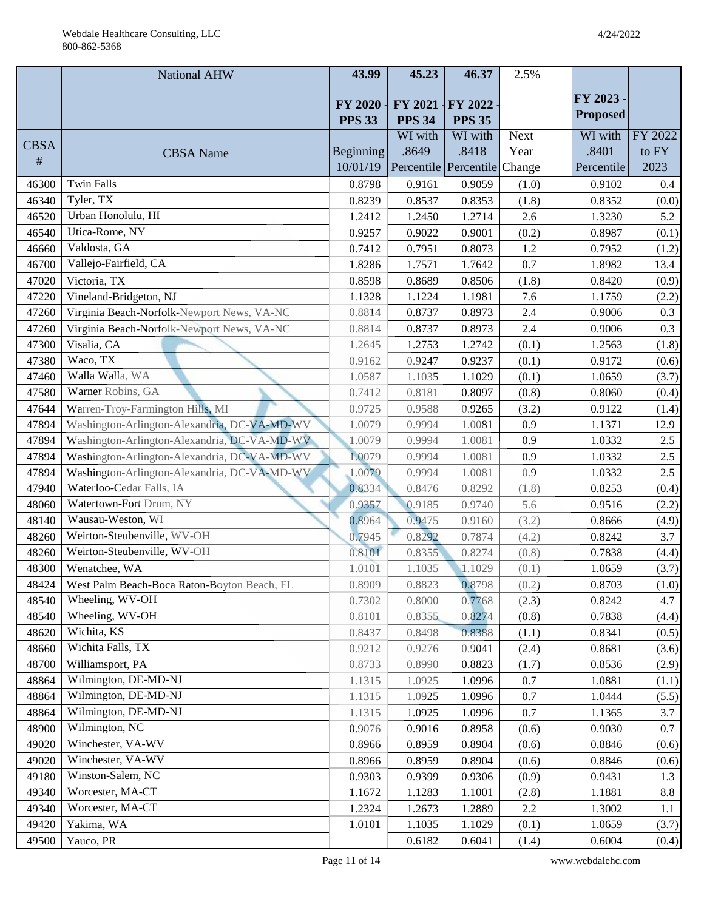| | National AHW | 43.99 | 45.23 | 46.37 | 2.5% | | | |
|---|---|---|---|---|---|---|---|---|
| | | **FY 2020 - PPS 33** | **FY 2021 - PPS 34** | **FY 2022 - PPS 35** | | | **FY 2023 - Proposed** | |
| CBSA # | CBSA Name | Beginning 10/01/19 | WI with .8649 Percentile | WI with .8418 Percentile | Next Year Change | | WI with .8401 Percentile | FY 2022 to FY 2023 |
| 46300 | Twin Falls | 0.8798 | 0.9161 | 0.9059 | (1.0) | | 0.9102 | 0.4 |
| 46340 | Tyler, TX | 0.8239 | 0.8537 | 0.8353 | (1.8) | | 0.8352 | (0.0) |
| 46520 | Urban Honolulu, HI | 1.2412 | 1.2450 | 1.2714 | 2.6 | | 1.3230 | 5.2 |
| 46540 | Utica-Rome, NY | 0.9257 | 0.9022 | 0.9001 | (0.2) | | 0.8987 | (0.1) |
| 46660 | Valdosta, GA | 0.7412 | 0.7951 | 0.8073 | 1.2 | | 0.7952 | (1.2) |
| 46700 | Vallejo-Fairfield, CA | 1.8286 | 1.7571 | 1.7642 | 0.7 | | 1.8982 | 13.4 |
| 47020 | Victoria, TX | 0.8598 | 0.8689 | 0.8506 | (1.8) | | 0.8420 | (0.9) |
| 47220 | Vineland-Bridgeton, NJ | 1.1328 | 1.1224 | 1.1981 | 7.6 | | 1.1759 | (2.2) |
| 47260 | Virginia Beach-Norfolk-Newport News, VA-NC | 0.8814 | 0.8737 | 0.8973 | 2.4 | | 0.9006 | 0.3 |
| 47260 | Virginia Beach-Norfolk-Newport News, VA-NC | 0.8814 | 0.8737 | 0.8973 | 2.4 | | 0.9006 | 0.3 |
| 47300 | Visalia, CA | 1.2645 | 1.2753 | 1.2742 | (0.1) | | 1.2563 | (1.8) |
| 47380 | Waco, TX | 0.9162 | 0.9247 | 0.9237 | (0.1) | | 0.9172 | (0.6) |
| 47460 | Walla Walla, WA | 1.0587 | 1.1035 | 1.1029 | (0.1) | | 1.0659 | (3.7) |
| 47580 | Warner Robins, GA | 0.7412 | 0.8181 | 0.8097 | (0.8) | | 0.8060 | (0.4) |
| 47644 | Warren-Troy-Farmington Hills, MI | 0.9725 | 0.9588 | 0.9265 | (3.2) | | 0.9122 | (1.4) |
| 47894 | Washington-Arlington-Alexandria, DC-VA-MD-WV | 1.0079 | 0.9994 | 1.0081 | 0.9 | | 1.1371 | 12.9 |
| 47894 | Washington-Arlington-Alexandria, DC-VA-MD-WV | 1.0079 | 0.9994 | 1.0081 | 0.9 | | 1.0332 | 2.5 |
| 47894 | Washington-Arlington-Alexandria, DC-VA-MD-WV | 1.0079 | 0.9994 | 1.0081 | 0.9 | | 1.0332 | 2.5 |
| 47894 | Washington-Arlington-Alexandria, DC-VA-MD-WV | 1.0079 | 0.9994 | 1.0081 | 0.9 | | 1.0332 | 2.5 |
| 47940 | Waterloo-Cedar Falls, IA | 0.8334 | 0.8476 | 0.8292 | (1.8) | | 0.8253 | (0.4) |
| 48060 | Watertown-Fort Drum, NY | 0.9357 | 0.9185 | 0.9740 | 5.6 | | 0.9516 | (2.2) |
| 48140 | Wausau-Weston, WI | 0.8964 | 0.9475 | 0.9160 | (3.2) | | 0.8666 | (4.9) |
| 48260 | Weirton-Steubenville, WV-OH | 0.7945 | 0.8292 | 0.7874 | (4.2) | | 0.8242 | 3.7 |
| 48260 | Weirton-Steubenville, WV-OH | 0.8101 | 0.8355 | 0.8274 | (0.8) | | 0.7838 | (4.4) |
| 48300 | Wenatchee, WA | 1.0101 | 1.1035 | 1.1029 | (0.1) | | 1.0659 | (3.7) |
| 48424 | West Palm Beach-Boca Raton-Boyton Beach, FL | 0.8909 | 0.8823 | 0.8798 | (0.2) | | 0.8703 | (1.0) |
| 48540 | Wheeling, WV-OH | 0.7302 | 0.8000 | 0.7768 | (2.3) | | 0.8242 | 4.7 |
| 48540 | Wheeling, WV-OH | 0.8101 | 0.8355 | 0.8274 | (0.8) | | 0.7838 | (4.4) |
| 48620 | Wichita, KS | 0.8437 | 0.8498 | 0.8388 | (1.1) | | 0.8341 | (0.5) |
| 48660 | Wichita Falls, TX | 0.9212 | 0.9276 | 0.9041 | (2.4) | | 0.8681 | (3.6) |
| 48700 | Williamsport, PA | 0.8733 | 0.8990 | 0.8823 | (1.7) | | 0.8536 | (2.9) |
| 48864 | Wilmington, DE-MD-NJ | 1.1315 | 1.0925 | 1.0996 | 0.7 | | 1.0881 | (1.1) |
| 48864 | Wilmington, DE-MD-NJ | 1.1315 | 1.0925 | 1.0996 | 0.7 | | 1.0444 | (5.5) |
| 48864 | Wilmington, DE-MD-NJ | 1.1315 | 1.0925 | 1.0996 | 0.7 | | 1.1365 | 3.7 |
| 48900 | Wilmington, NC | 0.9076 | 0.9016 | 0.8958 | (0.6) | | 0.9030 | 0.7 |
| 49020 | Winchester, VA-WV | 0.8966 | 0.8959 | 0.8904 | (0.6) | | 0.8846 | (0.6) |
| 49020 | Winchester, VA-WV | 0.8966 | 0.8959 | 0.8904 | (0.6) | | 0.8846 | (0.6) |
| 49180 | Winston-Salem, NC | 0.9303 | 0.9399 | 0.9306 | (0.9) | | 0.9431 | 1.3 |
| 49340 | Worcester, MA-CT | 1.1672 | 1.1283 | 1.1001 | (2.8) | | 1.1881 | 8.8 |
| 49340 | Worcester, MA-CT | 1.2324 | 1.2673 | 1.2889 | 2.2 | | 1.3002 | 1.1 |
| 49420 | Yakima, WA | 1.0101 | 1.1035 | 1.1029 | (0.1) | | 1.0659 | (3.7) |
| 49500 | Yauco, PR | | 0.6182 | 0.6041 | (1.4) | | 0.6004 | (0.4) |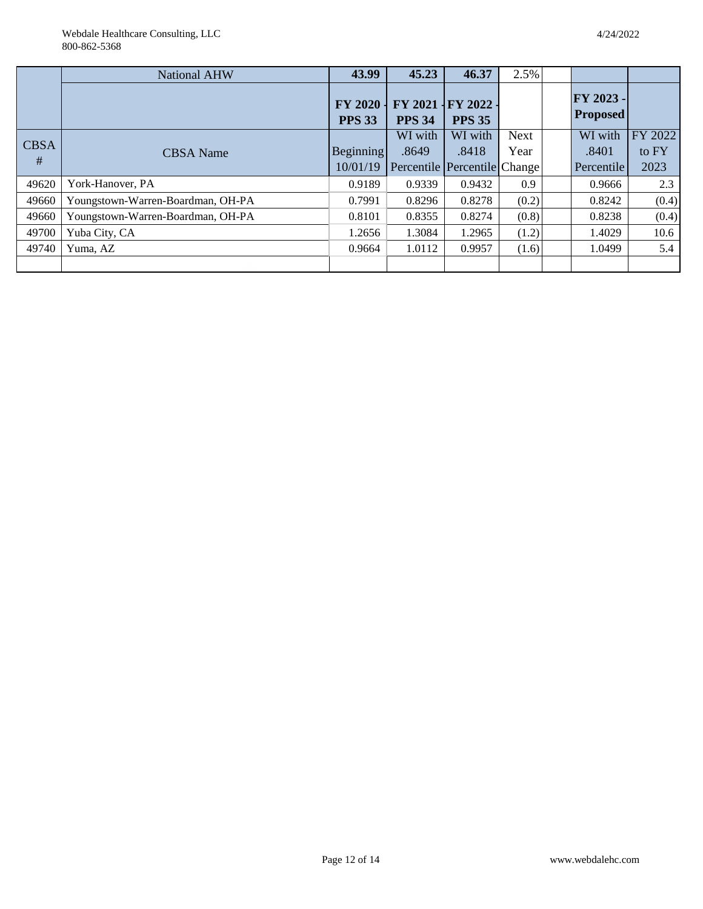| | National AHW | 43.99 | 45.23 | 46.37 | 2.5% | | | |
|---|---|---|---|---|---|---|---|---|
| | | FY 2020 - PPS 33 | FY 2021 - PPS 34 | FY 2022 - PPS 35 | | | FY 2023 - Proposed | |
| CBSA # | CBSA Name | Beginning 10/01/19 | WI with .8649 Percentile | WI with .8418 Percentile | Next Year Change | | WI with .8401 Percentile | FY 2022 to FY 2023 |
| 49620 | York-Hanover, PA | 0.9189 | 0.9339 | 0.9432 | 0.9 | | 0.9666 | 2.3 |
| 49660 | Youngstown-Warren-Boardman, OH-PA | 0.7991 | 0.8296 | 0.8278 | (0.2) | | 0.8242 | (0.4) |
| 49660 | Youngstown-Warren-Boardman, OH-PA | 0.8101 | 0.8355 | 0.8274 | (0.8) | | 0.8238 | (0.4) |
| 49700 | Yuba City, CA | 1.2656 | 1.3084 | 1.2965 | (1.2) | | 1.4029 | 10.6 |
| 49740 | Yuma, AZ | 0.9664 | 1.0112 | 0.9957 | (1.6) | | 1.0499 | 5.4 |
| | | | | | | | | |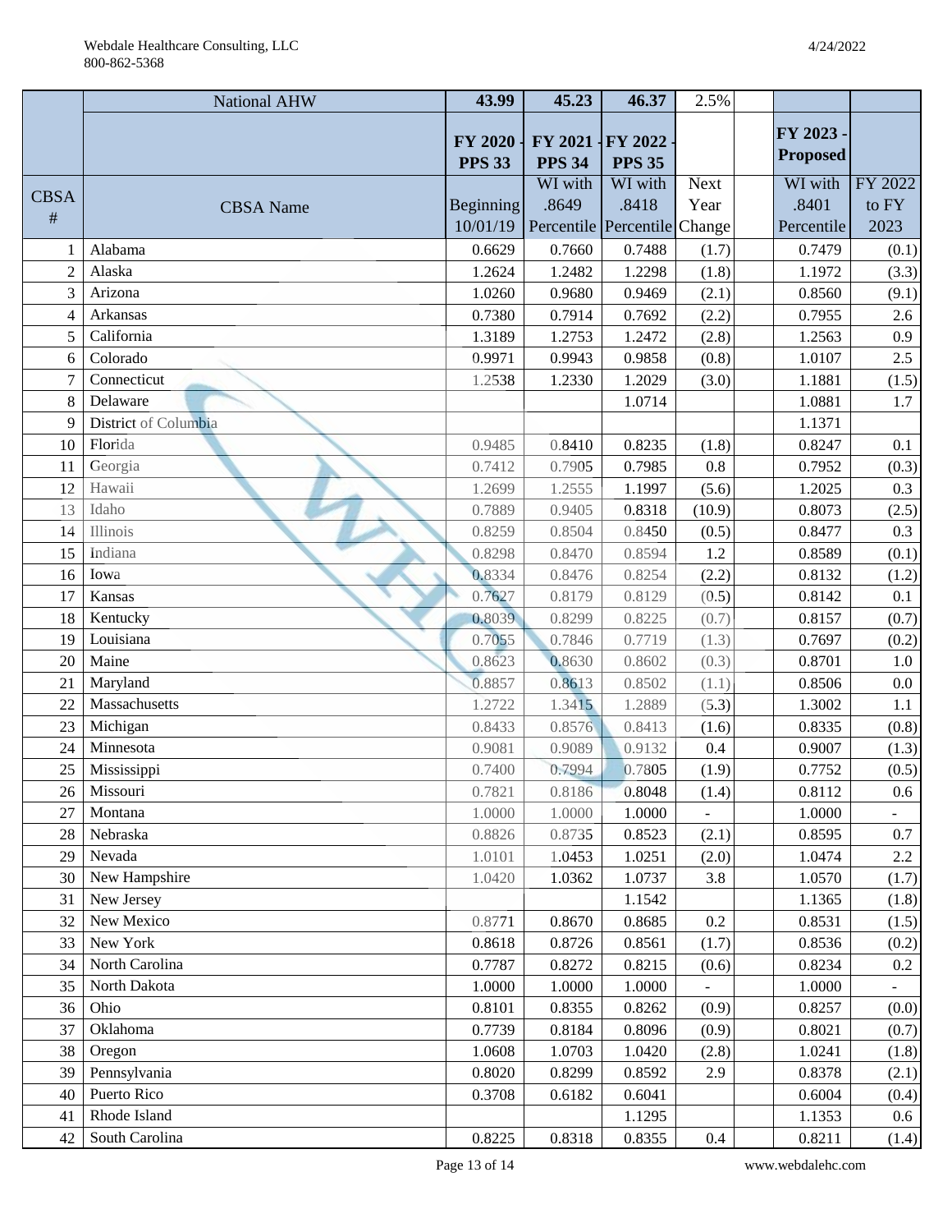| | National AHW | 43.99 | 45.23 | 46.37 | 2.5% | | | |
|---|---|---|---|---|---|---|---|---|
| | | **FY 2020 - PPS 33** | **FY 2021 - PPS 34** | **FY 2022 - PPS 35** | | | **FY 2023 - Proposed** | |
| CBSA # | CBSA Name | Beginning 10/01/19 | WI with .8649 Percentile | WI with .8418 Percentile | Next Year Change | | WI with .8401 Percentile | FY 2022 to FY 2023 |
| 1 | Alabama | 0.6629 | 0.7660 | 0.7488 | (1.7) | | 0.7479 | (0.1) |
| 2 | Alaska | 1.2624 | 1.2482 | 1.2298 | (1.8) | | 1.1972 | (3.3) |
| 3 | Arizona | 1.0260 | 0.9680 | 0.9469 | (2.1) | | 0.8560 | (9.1) |
| 4 | Arkansas | 0.7380 | 0.7914 | 0.7692 | (2.2) | | 0.7955 | 2.6 |
| 5 | California | 1.3189 | 1.2753 | 1.2472 | (2.8) | | 1.2563 | 0.9 |
| 6 | Colorado | 0.9971 | 0.9943 | 0.9858 | (0.8) | | 1.0107 | 2.5 |
| 7 | Connecticut | 1.2538 | 1.2330 | 1.2029 | (3.0) | | 1.1881 | (1.5) |
| 8 | Delaware | | | 1.0714 | | | 1.0881 | 1.7 |
| 9 | District of Columbia | | | | | | 1.1371 | |
| 10 | Florida | 0.9485 | 0.8410 | 0.8235 | (1.8) | | 0.8247 | 0.1 |
| 11 | Georgia | 0.7412 | 0.7905 | 0.7985 | 0.8 | | 0.7952 | (0.3) |
| 12 | Hawaii | 1.2699 | 1.2555 | 1.1997 | (5.6) | | 1.2025 | 0.3 |
| 13 | Idaho | 0.7889 | 0.9405 | 0.8318 | (10.9) | | 0.8073 | (2.5) |
| 14 | Illinois | 0.8259 | 0.8504 | 0.8450 | (0.5) | | 0.8477 | 0.3 |
| 15 | Indiana | 0.8298 | 0.8470 | 0.8594 | 1.2 | | 0.8589 | (0.1) |
| 16 | Iowa | 0.8334 | 0.8476 | 0.8254 | (2.2) | | 0.8132 | (1.2) |
| 17 | Kansas | 0.7627 | 0.8179 | 0.8129 | (0.5) | | 0.8142 | 0.1 |
| 18 | Kentucky | 0.8039 | 0.8299 | 0.8225 | (0.7) | | 0.8157 | (0.7) |
| 19 | Louisiana | 0.7055 | 0.7846 | 0.7719 | (1.3) | | 0.7697 | (0.2) |
| 20 | Maine | 0.8623 | 0.8630 | 0.8602 | (0.3) | | 0.8701 | 1.0 |
| 21 | Maryland | 0.8857 | 0.8613 | 0.8502 | (1.1) | | 0.8506 | 0.0 |
| 22 | Massachusetts | 1.2722 | 1.3415 | 1.2889 | (5.3) | | 1.3002 | 1.1 |
| 23 | Michigan | 0.8433 | 0.8576 | 0.8413 | (1.6) | | 0.8335 | (0.8) |
| 24 | Minnesota | 0.9081 | 0.9089 | 0.9132 | 0.4 | | 0.9007 | (1.3) |
| 25 | Mississippi | 0.7400 | 0.7994 | 0.7805 | (1.9) | | 0.7752 | (0.5) |
| 26 | Missouri | 0.7821 | 0.8186 | 0.8048 | (1.4) | | 0.8112 | 0.6 |
| 27 | Montana | 1.0000 | 1.0000 | 1.0000 | - | | 1.0000 | - |
| 28 | Nebraska | 0.8826 | 0.8735 | 0.8523 | (2.1) | | 0.8595 | 0.7 |
| 29 | Nevada | 1.0101 | 1.0453 | 1.0251 | (2.0) | | 1.0474 | 2.2 |
| 30 | New Hampshire | 1.0420 | 1.0362 | 1.0737 | 3.8 | | 1.0570 | (1.7) |
| 31 | New Jersey | | | 1.1542 | | | 1.1365 | (1.8) |
| 32 | New Mexico | 0.8771 | 0.8670 | 0.8685 | 0.2 | | 0.8531 | (1.5) |
| 33 | New York | 0.8618 | 0.8726 | 0.8561 | (1.7) | | 0.8536 | (0.2) |
| 34 | North Carolina | 0.7787 | 0.8272 | 0.8215 | (0.6) | | 0.8234 | 0.2 |
| 35 | North Dakota | 1.0000 | 1.0000 | 1.0000 | - | | 1.0000 | - |
| 36 | Ohio | 0.8101 | 0.8355 | 0.8262 | (0.9) | | 0.8257 | (0.0) |
| 37 | Oklahoma | 0.7739 | 0.8184 | 0.8096 | (0.9) | | 0.8021 | (0.7) |
| 38 | Oregon | 1.0608 | 1.0703 | 1.0420 | (2.8) | | 1.0241 | (1.8) |
| 39 | Pennsylvania | 0.8020 | 0.8299 | 0.8592 | 2.9 | | 0.8378 | (2.1) |
| 40 | Puerto Rico | 0.3708 | 0.6182 | 0.6041 | | | 0.6004 | (0.4) |
| 41 | Rhode Island | | | 1.1295 | | | 1.1353 | 0.6 |
| 42 | South Carolina | 0.8225 | 0.8318 | 0.8355 | 0.4 | | 0.8211 | (1.4) |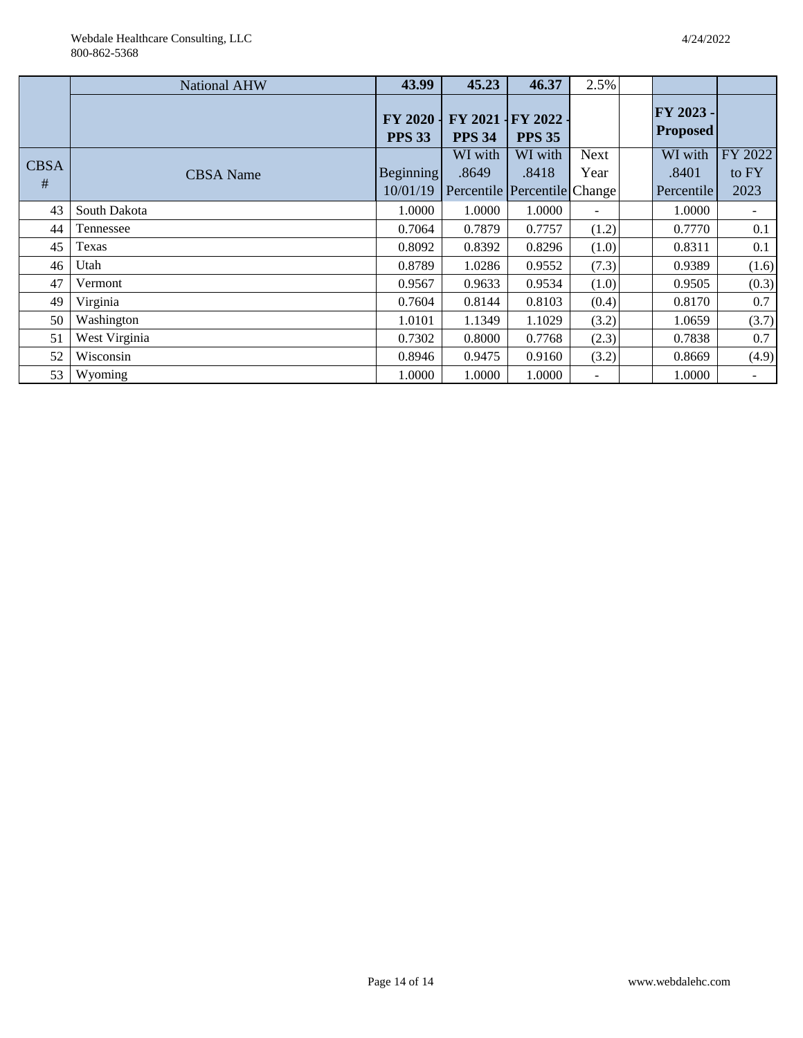| | National AHW | 43.99 | 45.23 | 46.37 | 2.5% | | | |
|---|---|---|---|---|---|---|---|---|
| | | **FY 2020 - PPS 33** | **FY 2021 - PPS 34** | **FY 2022 - PPS 35** | | | **FY 2023 - Proposed** | |
| CBSA # | CBSA Name | Beginning 10/01/19 | WI with .8649 Percentile | WI with .8418 Percentile | Next Year Change | | WI with .8401 Percentile | FY 2022 to FY 2023 |
| 43 | South Dakota | 1.0000 | 1.0000 | 1.0000 | - | | 1.0000 | - |
| 44 | Tennessee | 0.7064 | 0.7879 | 0.7757 | (1.2) | | 0.7770 | 0.1 |
| 45 | Texas | 0.8092 | 0.8392 | 0.8296 | (1.0) | | 0.8311 | 0.1 |
| 46 | Utah | 0.8789 | 1.0286 | 0.9552 | (7.3) | | 0.9389 | (1.6) |
| 47 | Vermont | 0.9567 | 0.9633 | 0.9534 | (1.0) | | 0.9505 | (0.3) |
| 49 | Virginia | 0.7604 | 0.8144 | 0.8103 | (0.4) | | 0.8170 | 0.7 |
| 50 | Washington | 1.0101 | 1.1349 | 1.1029 | (3.2) | | 1.0659 | (3.7) |
| 51 | West Virginia | 0.7302 | 0.8000 | 0.7768 | (2.3) | | 0.7838 | 0.7 |
| 52 | Wisconsin | 0.8946 | 0.9475 | 0.9160 | (3.2) | | 0.8669 | (4.9) |
| 53 | Wyoming | 1.0000 | 1.0000 | 1.0000 | - | | 1.0000 | - |